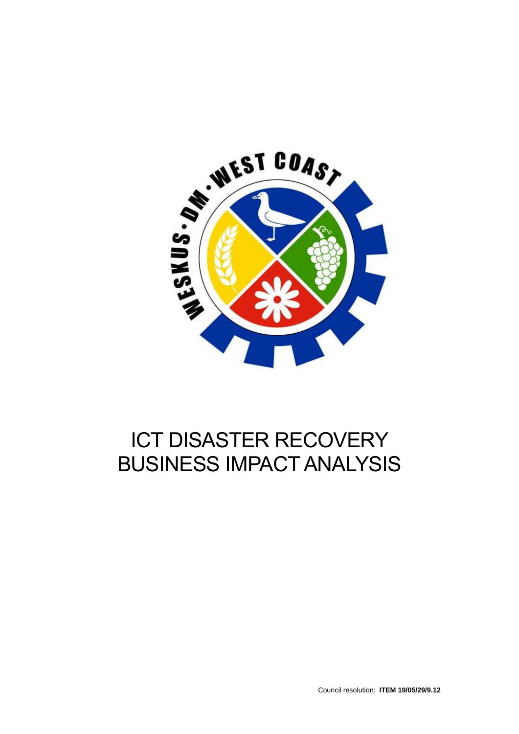# ICT DISASTER RECOVERY BUSINESS IMPACT ANALYSIS

Council resolution: **ITEM 19/05/29/9.12**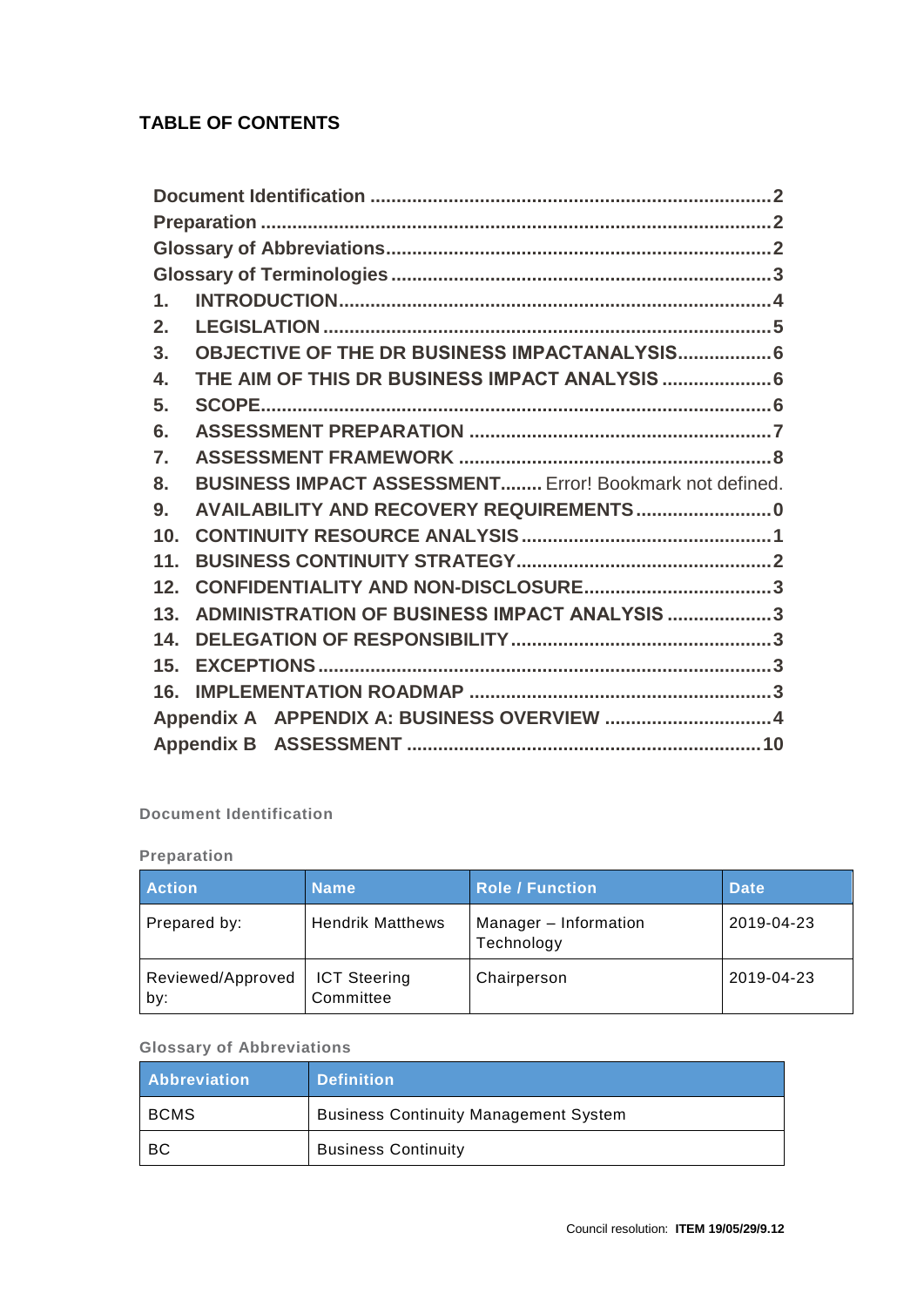# TABLE OF CONTENTS

Document Identification ........................................................................2
Preparation ..............................................................................................2
Glossary of Abbreviations.......................................................................2
Glossary of Terminologies ......................................................................3
1. INTRODUCTION..................................................................................4
2. LEGISLATION .....................................................................................5
3. OBJECTIVE OF THE DR BUSINESS IMPACTANALYSIS..................6
4. THE AIM OF THIS DR BUSINESS IMPACT ANALYSIS .....................6
5. SCOPE.................................................................................................6
6. ASSESSMENT PREPARATION .........................................................7
7. ASSESSMENT FRAMEWORK ...........................................................8
8. BUSINESS IMPACT ASSESSMENT........ Error! Bookmark not defined.
9. AVAILABILITY AND RECOVERY REQUIREMENTS..........................0
10. CONTINUITY RESOURCE ANALYSIS ................................................1
11. BUSINESS CONTINUITY STRATEGY.................................................2
12. CONFIDENTIALITY AND NON-DISCLOSURE....................................3
13. ADMINISTRATION OF BUSINESS IMPACT ANALYSIS ....................3
14. DELEGATION OF RESPONSIBILITY..................................................3
15. EXCEPTIONS.......................................................................................3
16. IMPLEMENTATION ROADMAP .........................................................3
Appendix A APPENDIX A: BUSINESS OVERVIEW ................................4
Appendix B ASSESSMENT ....................................................................10

## Document Identification

### Preparation

| Action | Name | Role / Function | Date |
|---|---|---|---|
| Prepared by: | Hendrik Matthews | Manager – Information Technology | 2019-04-23 |
| Reviewed/Approved by: | ICT Steering Committee | Chairperson | 2019-04-23 |

### Glossary of Abbreviations

| Abbreviation | Definition |
|---|---|
| BCMS | Business Continuity Management System |
| BC | Business Continuity |

Council resolution: **ITEM 19/05/29/9.12**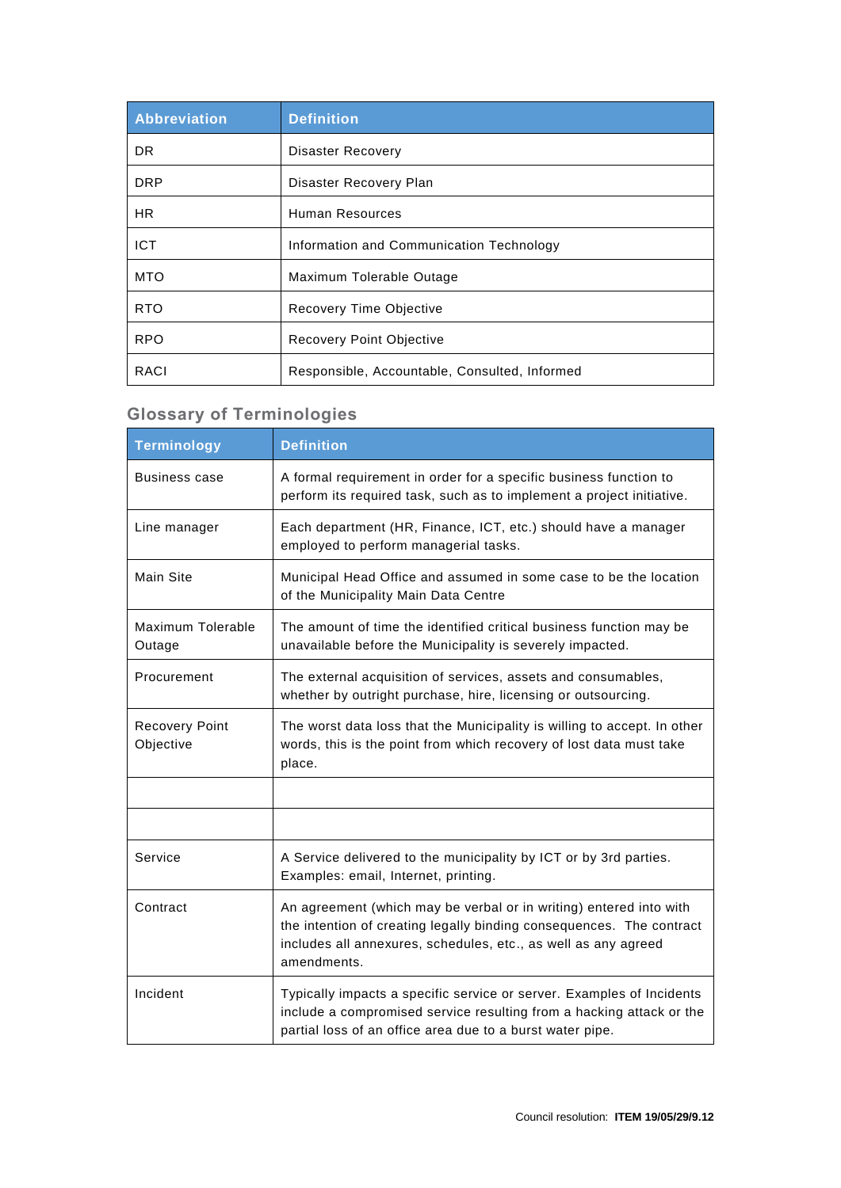| Abbreviation | Definition |
|---|---|
| DR | Disaster Recovery |
| DRP | Disaster Recovery Plan |
| HR | Human Resources |
| ICT | Information and Communication Technology |
| MTO | Maximum Tolerable Outage |
| RTO | Recovery Time Objective |
| RPO | Recovery Point Objective |
| RACI | Responsible, Accountable, Consulted, Informed |

## Glossary of Terminologies

| Terminology | Definition |
|---|---|
| Business case | A formal requirement in order for a specific business function to perform its required task, such as to implement a project initiative. |
| Line manager | Each department (HR, Finance, ICT, etc.) should have a manager employed to perform managerial tasks. |
| Main Site | Municipal Head Office and assumed in some case to be the location of the Municipality Main Data Centre |
| Maximum Tolerable Outage | The amount of time the identified critical business function may be unavailable before the Municipality is severely impacted. |
| Procurement | The external acquisition of services, assets and consumables, whether by outright purchase, hire, licensing or outsourcing. |
| Recovery Point Objective | The worst data loss that the Municipality is willing to accept. In other words, this is the point from which recovery of lost data must take place. |
| | |
| | |
| Service | A Service delivered to the municipality by ICT or by 3rd parties. Examples: email, Internet, printing. |
| Contract | An agreement (which may be verbal or in writing) entered into with the intention of creating legally binding consequences. The contract includes all annexures, schedules, etc., as well as any agreed amendments. |
| Incident | Typically impacts a specific service or server. Examples of Incidents include a compromised service resulting from a hacking attack or the partial loss of an office area due to a burst water pipe. |

Council resolution: **ITEM 19/05/29/9.12**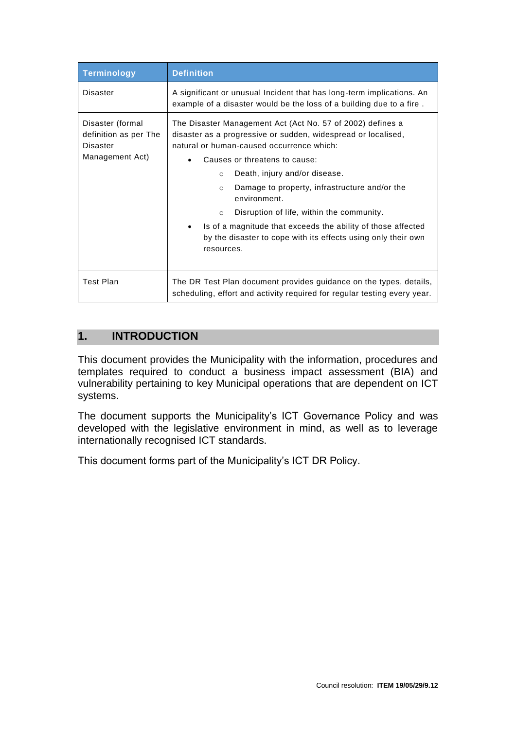| Terminology | Definition |
|---|---|
| Disaster | A significant or unusual Incident that has long-term implications. An example of a disaster would be the loss of a building due to a fire . |
| Disaster (formal definition as per The Disaster Management Act) | The Disaster Management Act (Act No. 57 of 2002) defines a disaster as a progressive or sudden, widespread or localised, natural or human-caused occurrence which:<br>• Causes or threatens to cause:<br>  ○ Death, injury and/or disease.<br>  ○ Damage to property, infrastructure and/or the environment.<br>  ○ Disruption of life, within the community.<br>• Is of a magnitude that exceeds the ability of those affected by the disaster to cope with its effects using only their own resources. |
| Test Plan | The DR Test Plan document provides guidance on the types, details, scheduling, effort and activity required for regular testing every year. |

## 1. INTRODUCTION

This document provides the Municipality with the information, procedures and templates required to conduct a business impact assessment (BIA) and vulnerability pertaining to key Municipal operations that are dependent on ICT systems.

The document supports the Municipality's ICT Governance Policy and was developed with the legislative environment in mind, as well as to leverage internationally recognised ICT standards.

This document forms part of the Municipality's ICT DR Policy.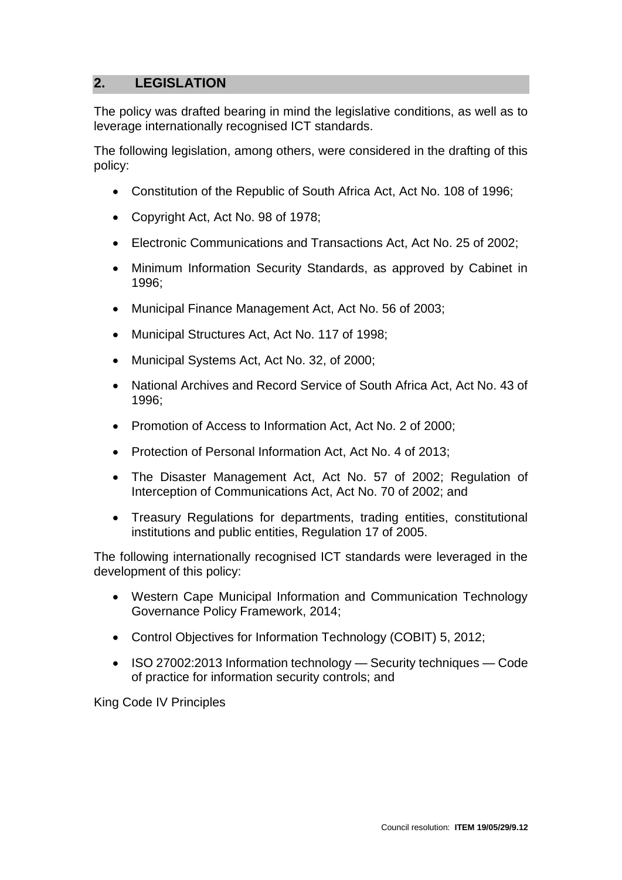## 2. LEGISLATION

The policy was drafted bearing in mind the legislative conditions, as well as to leverage internationally recognised ICT standards.

The following legislation, among others, were considered in the drafting of this policy:

- Constitution of the Republic of South Africa Act, Act No. 108 of 1996;
- Copyright Act, Act No. 98 of 1978;
- Electronic Communications and Transactions Act, Act No. 25 of 2002;
- Minimum Information Security Standards, as approved by Cabinet in 1996;
- Municipal Finance Management Act, Act No. 56 of 2003;
- Municipal Structures Act, Act No. 117 of 1998;
- Municipal Systems Act, Act No. 32, of 2000;
- National Archives and Record Service of South Africa Act, Act No. 43 of 1996;
- Promotion of Access to Information Act, Act No. 2 of 2000;
- Protection of Personal Information Act, Act No. 4 of 2013;
- The Disaster Management Act, Act No. 57 of 2002; Regulation of Interception of Communications Act, Act No. 70 of 2002; and
- Treasury Regulations for departments, trading entities, constitutional institutions and public entities, Regulation 17 of 2005.

The following internationally recognised ICT standards were leveraged in the development of this policy:

- Western Cape Municipal Information and Communication Technology Governance Policy Framework, 2014;
- Control Objectives for Information Technology (COBIT) 5, 2012;
- ISO 27002:2013 Information technology — Security techniques — Code of practice for information security controls; and

King Code IV Principles

Council resolution: **ITEM 19/05/29/9.12**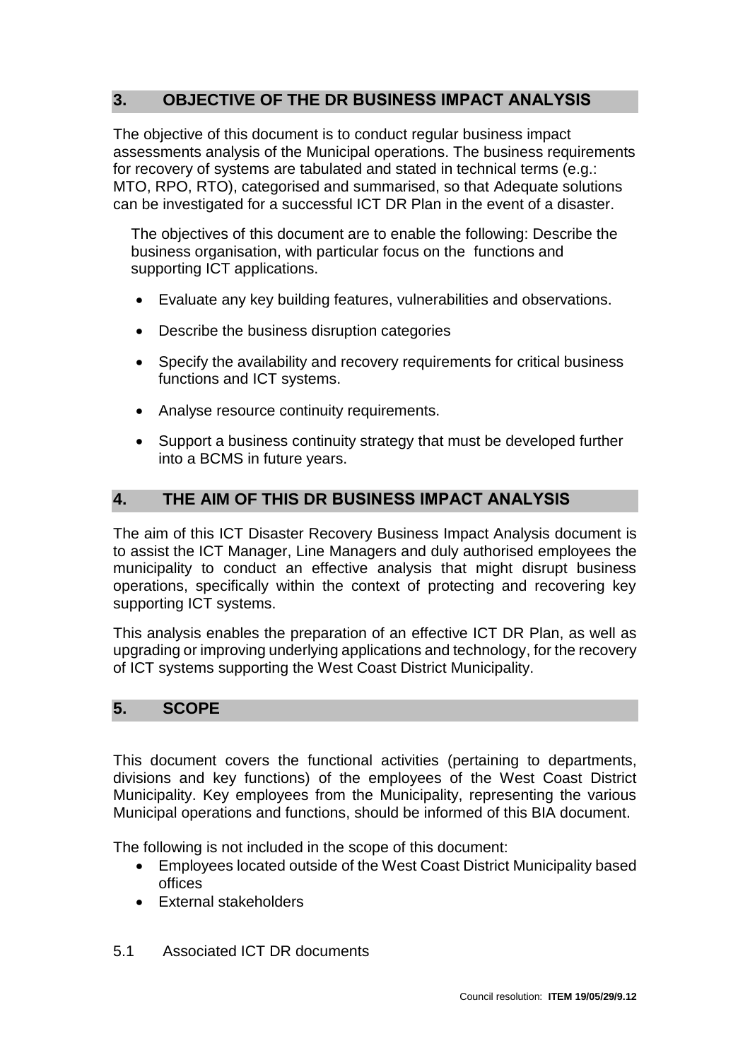## 3. OBJECTIVE OF THE DR BUSINESS IMPACT ANALYSIS

The objective of this document is to conduct regular business impact assessments analysis of the Municipal operations. The business requirements for recovery of systems are tabulated and stated in technical terms (e.g.: MTO, RPO, RTO), categorised and summarised, so that Adequate solutions can be investigated for a successful ICT DR Plan in the event of a disaster.

The objectives of this document are to enable the following: Describe the business organisation, with particular focus on the functions and supporting ICT applications.

- Evaluate any key building features, vulnerabilities and observations.
- Describe the business disruption categories
- Specify the availability and recovery requirements for critical business functions and ICT systems.
- Analyse resource continuity requirements.
- Support a business continuity strategy that must be developed further into a BCMS in future years.

## 4. THE AIM OF THIS DR BUSINESS IMPACT ANALYSIS

The aim of this ICT Disaster Recovery Business Impact Analysis document is to assist the ICT Manager, Line Managers and duly authorised employees the municipality to conduct an effective analysis that might disrupt business operations, specifically within the context of protecting and recovering key supporting ICT systems.

This analysis enables the preparation of an effective ICT DR Plan, as well as upgrading or improving underlying applications and technology, for the recovery of ICT systems supporting the West Coast District Municipality.

## 5. SCOPE

This document covers the functional activities (pertaining to departments, divisions and key functions) of the employees of the West Coast District Municipality. Key employees from the Municipality, representing the various Municipal operations and functions, should be informed of this BIA document.

The following is not included in the scope of this document:

- Employees located outside of the West Coast District Municipality based offices
- External stakeholders

### 5.1 Associated ICT DR documents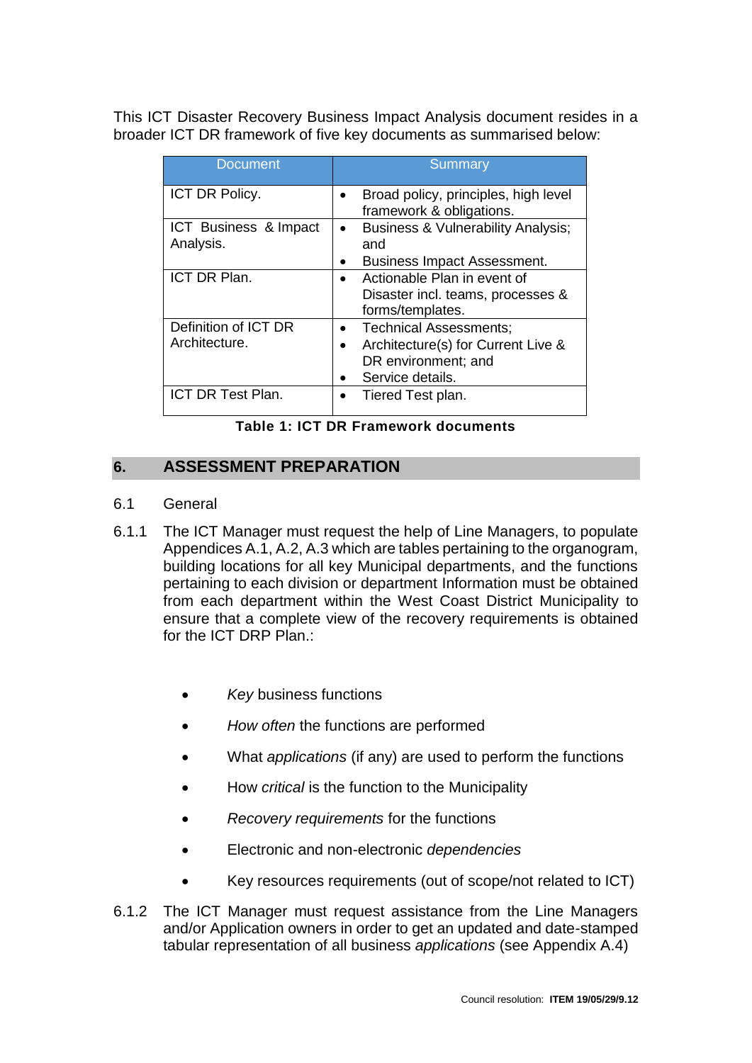This ICT Disaster Recovery Business Impact Analysis document resides in a broader ICT DR framework of five key documents as summarised below:

| Document | Summary |
|---|---|
| ICT DR Policy. | • Broad policy, principles, high level framework & obligations. |
| ICT Business & Impact Analysis. | • Business & Vulnerability Analysis; and<br>• Business Impact Assessment. |
| ICT DR Plan. | • Actionable Plan in event of Disaster incl. teams, processes & forms/templates. |
| Definition of ICT DR Architecture. | • Technical Assessments;<br>• Architecture(s) for Current Live & DR environment; and<br>• Service details. |
| ICT DR Test Plan. | • Tiered Test plan. |

**Table 1: ICT DR Framework documents**

## 6. ASSESSMENT PREPARATION

6.1 General

6.1.1 The ICT Manager must request the help of Line Managers, to populate Appendices A.1, A.2, A.3 which are tables pertaining to the organogram, building locations for all key Municipal departments, and the functions pertaining to each division or department Information must be obtained from each department within the West Coast District Municipality to ensure that a complete view of the recovery requirements is obtained for the ICT DRP Plan.:

- *Key* business functions
- *How often* the functions are performed
- What *applications* (if any) are used to perform the functions
- How *critical* is the function to the Municipality
- *Recovery requirements* for the functions
- Electronic and non-electronic *dependencies*
- Key resources requirements (out of scope/not related to ICT)

6.1.2 The ICT Manager must request assistance from the Line Managers and/or Application owners in order to get an updated and date-stamped tabular representation of all business *applications* (see Appendix A.4)

Council resolution: **ITEM 19/05/29/9.12**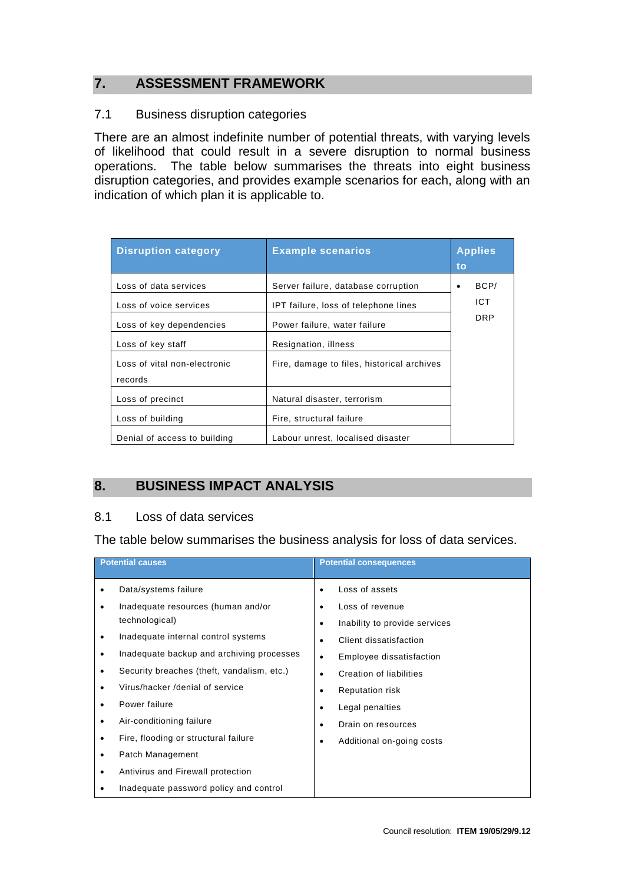## 7. ASSESSMENT FRAMEWORK

### 7.1 Business disruption categories

There are an almost indefinite number of potential threats, with varying levels of likelihood that could result in a severe disruption to normal business operations. The table below summarises the threats into eight business disruption categories, and provides example scenarios for each, along with an indication of which plan it is applicable to.

| Disruption category | Example scenarios | Applies to |
|---|---|---|
| Loss of data services | Server failure, database corruption | • BCP/ ICT DRP |
| Loss of voice services | IPT failure, loss of telephone lines | |
| Loss of key dependencies | Power failure, water failure | |
| Loss of key staff | Resignation, illness | |
| Loss of vital non-electronic records | Fire, damage to files, historical archives | |
| Loss of precinct | Natural disaster, terrorism | |
| Loss of building | Fire, structural failure | |
| Denial of access to building | Labour unrest, localised disaster | |

## 8. BUSINESS IMPACT ANALYSIS

### 8.1 Loss of data services

The table below summarises the business analysis for loss of data services.

| Potential causes | Potential consequences |
|---|---|
| • Data/systems failure<br>• Inadequate resources (human and/or technological)<br>• Inadequate internal control systems<br>• Inadequate backup and archiving processes<br>• Security breaches (theft, vandalism, etc.)<br>• Virus/hacker /denial of service<br>• Power failure<br>• Air-conditioning failure<br>• Fire, flooding or structural failure<br>• Patch Management<br>• Antivirus and Firewall protection<br>• Inadequate password policy and control | • Loss of assets<br>• Loss of revenue<br>• Inability to provide services<br>• Client dissatisfaction<br>• Employee dissatisfaction<br>• Creation of liabilities<br>• Reputation risk<br>• Legal penalties<br>• Drain on resources<br>• Additional on-going costs |

Council resolution: **ITEM 19/05/29/9.12**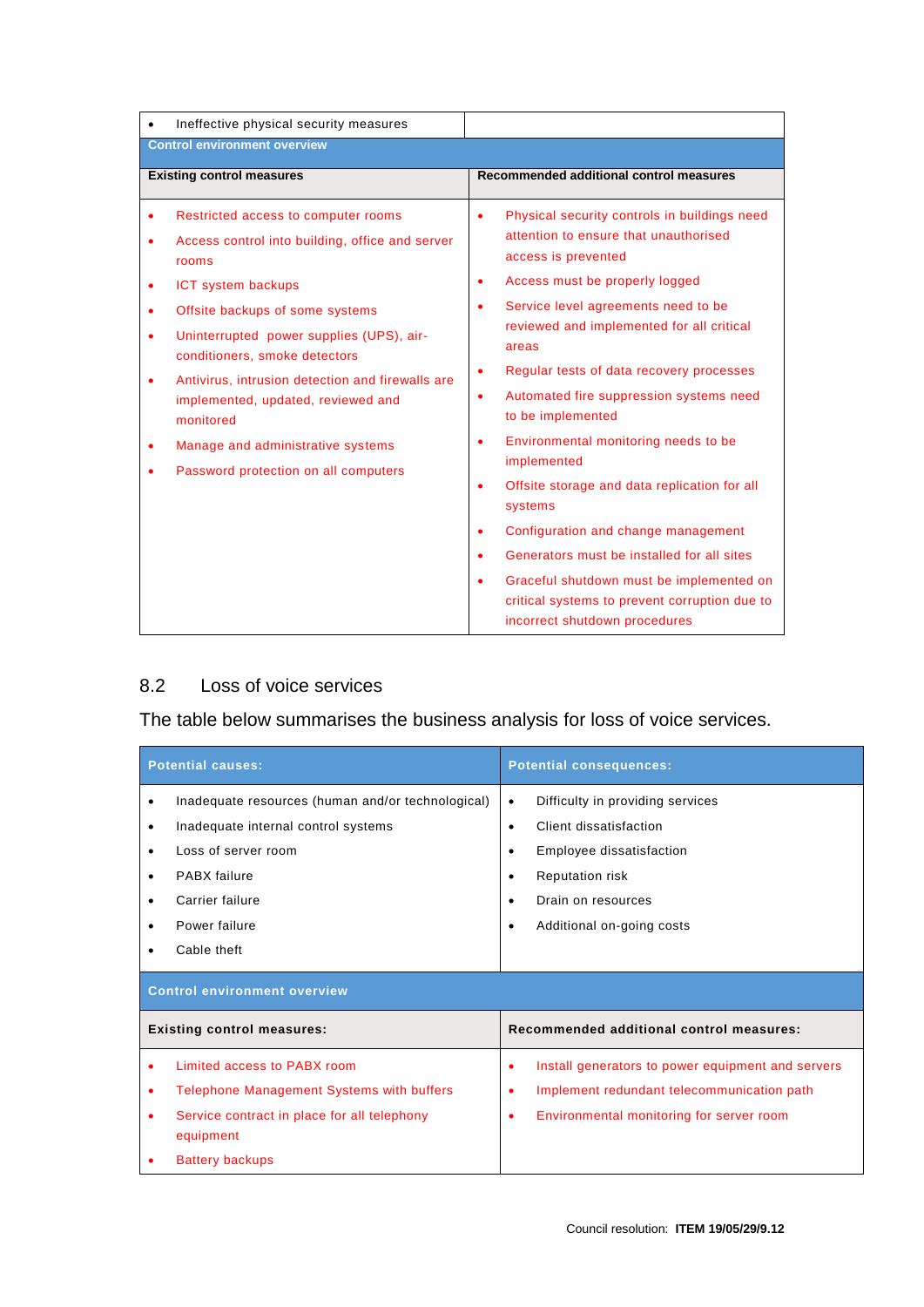| • Ineffective physical security measures | |
|---|---|
| **Control environment overview** | |
| **Existing control measures** | **Recommended additional control measures** |
| • Restricted access to computer rooms<br>• Access control into building, office and server rooms<br>• ICT system backups<br>• Offsite backups of some systems<br>• Uninterrupted power supplies (UPS), air-conditioners, smoke detectors<br>• Antivirus, intrusion detection and firewalls are implemented, updated, reviewed and monitored<br>• Manage and administrative systems<br>• Password protection on all computers | • Physical security controls in buildings need attention to ensure that unauthorised access is prevented<br>• Access must be properly logged<br>• Service level agreements need to be reviewed and implemented for all critical areas<br>• Regular tests of data recovery processes<br>• Automated fire suppression systems need to be implemented<br>• Environmental monitoring needs to be implemented<br>• Offsite storage and data replication for all systems<br>• Configuration and change management<br>• Generators must be installed for all sites<br>• Graceful shutdown must be implemented on critical systems to prevent corruption due to incorrect shutdown procedures |

## 8.2 Loss of voice services

The table below summarises the business analysis for loss of voice services.

| Potential causes: | Potential consequences: |
|---|---|
| • Inadequate resources (human and/or technological)<br>• Inadequate internal control systems<br>• Loss of server room<br>• PABX failure<br>• Carrier failure<br>• Power failure<br>• Cable theft | • Difficulty in providing services<br>• Client dissatisfaction<br>• Employee dissatisfaction<br>• Reputation risk<br>• Drain on resources<br>• Additional on-going costs |
| **Control environment overview** | |
| **Existing control measures:** | **Recommended additional control measures:** |
| • Limited access to PABX room<br>• Telephone Management Systems with buffers<br>• Service contract in place for all telephony equipment<br>• Battery backups | • Install generators to power equipment and servers<br>• Implement redundant telecommunication path<br>• Environmental monitoring for server room |

Council resolution: **ITEM 19/05/29/9.12**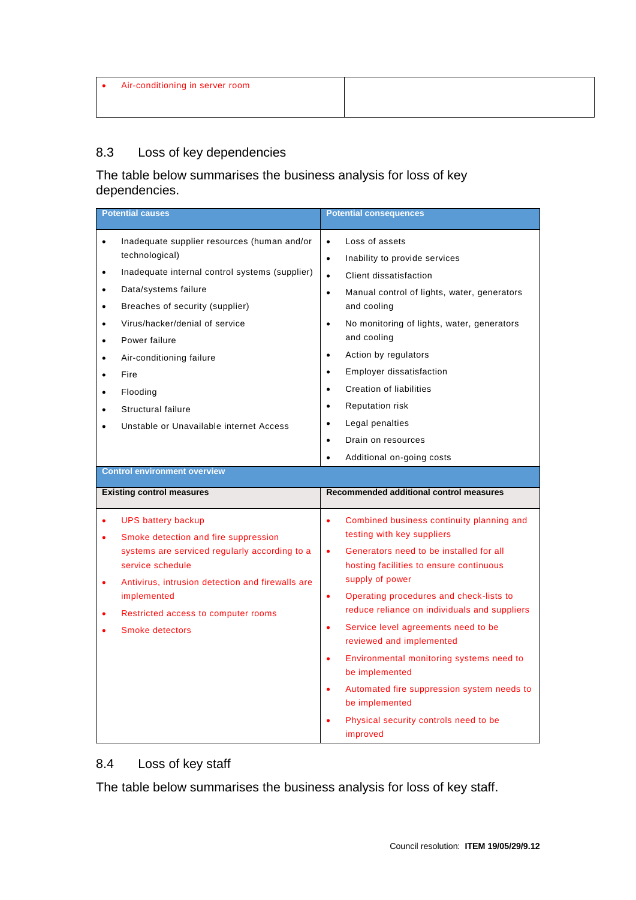| • Air-conditioning in server room | |
|---|---|

## 8.3 Loss of key dependencies

The table below summarises the business analysis for loss of key dependencies.

| Potential causes | Potential consequences |
|---|---|
| • Inadequate supplier resources (human and/or technological)<br>• Inadequate internal control systems (supplier)<br>• Data/systems failure<br>• Breaches of security (supplier)<br>• Virus/hacker/denial of service<br>• Power failure<br>• Air-conditioning failure<br>• Fire<br>• Flooding<br>• Structural failure<br>• Unstable or Unavailable internet Access | • Loss of assets<br>• Inability to provide services<br>• Client dissatisfaction<br>• Manual control of lights, water, generators and cooling<br>• No monitoring of lights, water, generators and cooling<br>• Action by regulators<br>• Employer dissatisfaction<br>• Creation of liabilities<br>• Reputation risk<br>• Legal penalties<br>• Drain on resources<br>• Additional on-going costs |
| **Control environment overview** | |
| **Existing control measures** | **Recommended additional control measures** |
| • UPS battery backup<br>• Smoke detection and fire suppression systems are serviced regularly according to a service schedule<br>• Antivirus, intrusion detection and firewalls are implemented<br>• Restricted access to computer rooms<br>• Smoke detectors | • Combined business continuity planning and testing with key suppliers<br>• Generators need to be installed for all hosting facilities to ensure continuous supply of power<br>• Operating procedures and check-lists to reduce reliance on individuals and suppliers<br>• Service level agreements need to be reviewed and implemented<br>• Environmental monitoring systems need to be implemented<br>• Automated fire suppression system needs to be implemented<br>• Physical security controls need to be improved |

## 8.4 Loss of key staff

The table below summarises the business analysis for loss of key staff.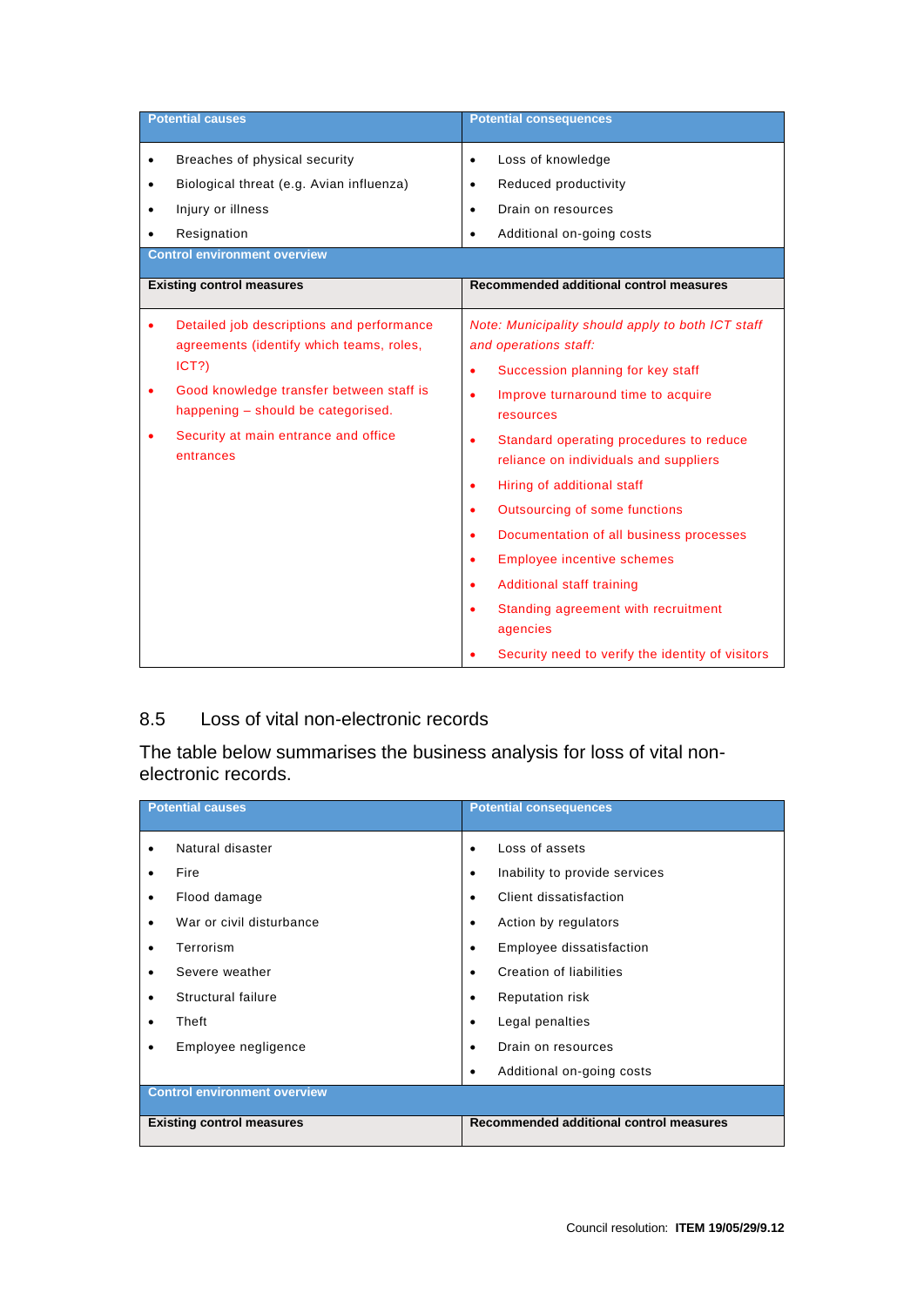| Potential causes | Potential consequences |
| --- | --- |
| • Breaches of physical security<br>• Biological threat (e.g. Avian influenza)<br>• Injury or illness<br>• Resignation | • Loss of knowledge<br>• Reduced productivity<br>• Drain on resources<br>• Additional on-going costs |
| **Control environment overview** | |
| **Existing control measures** | **Recommended additional control measures** |
| • Detailed job descriptions and performance agreements (identify which teams, roles, ICT?)<br>• Good knowledge transfer between staff is happening – should be categorised.<br>• Security at main entrance and office entrances | *Note: Municipality should apply to both ICT staff and operations staff:*<br>• Succession planning for key staff<br>• Improve turnaround time to acquire resources<br>• Standard operating procedures to reduce reliance on individuals and suppliers<br>• Hiring of additional staff<br>• Outsourcing of some functions<br>• Documentation of all business processes<br>• Employee incentive schemes<br>• Additional staff training<br>• Standing agreement with recruitment agencies<br>• Security need to verify the identity of visitors |

## 8.5 Loss of vital non-electronic records

The table below summarises the business analysis for loss of vital non-electronic records.

| Potential causes | Potential consequences |
| --- | --- |
| • Natural disaster<br>• Fire<br>• Flood damage<br>• War or civil disturbance<br>• Terrorism<br>• Severe weather<br>• Structural failure<br>• Theft<br>• Employee negligence | • Loss of assets<br>• Inability to provide services<br>• Client dissatisfaction<br>• Action by regulators<br>• Employee dissatisfaction<br>• Creation of liabilities<br>• Reputation risk<br>• Legal penalties<br>• Drain on resources<br>• Additional on-going costs |
| **Control environment overview** | |
| **Existing control measures** | **Recommended additional control measures** |

Council resolution: **ITEM 19/05/29/9.12**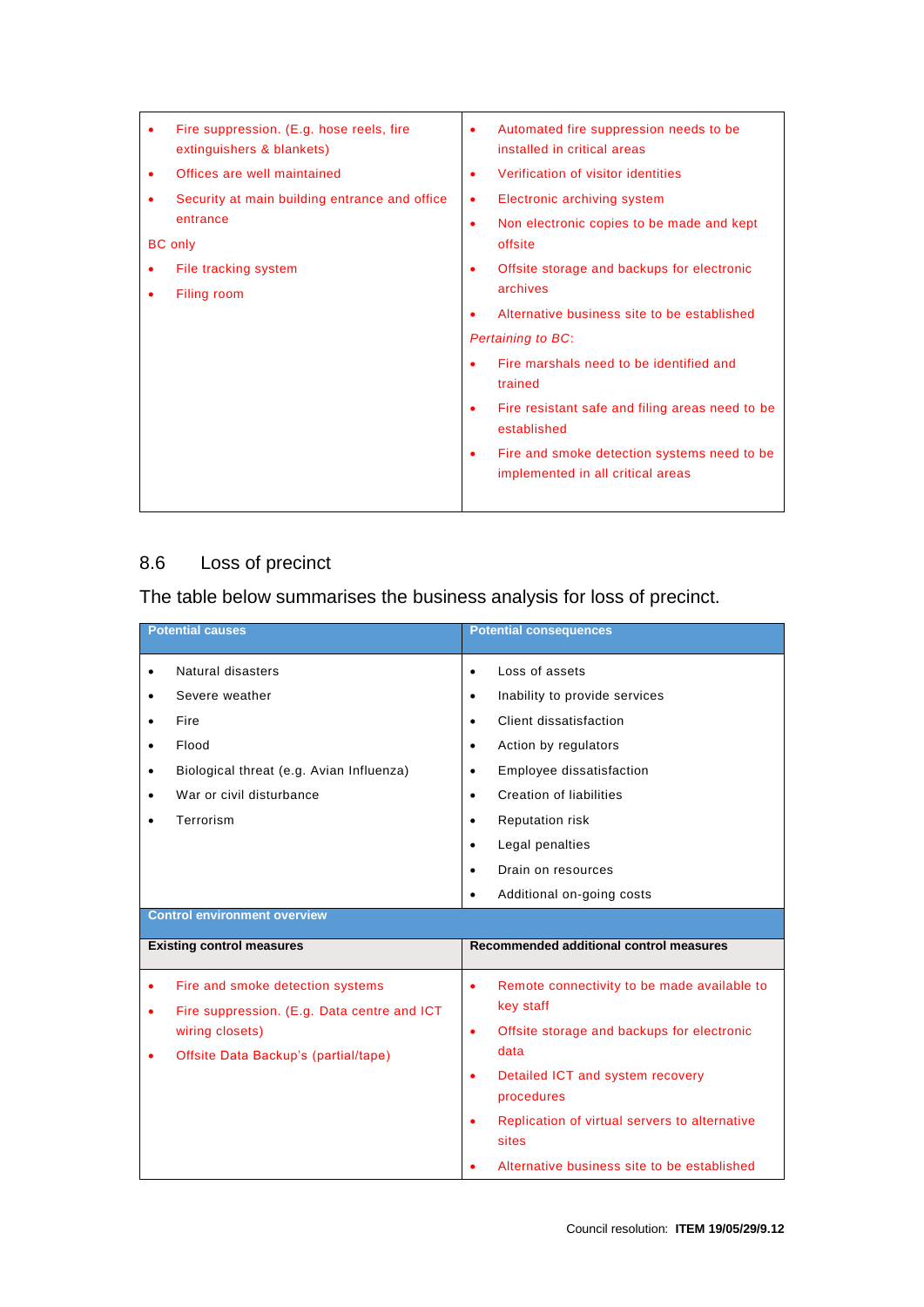| | |
|---|---|
| • Fire suppression. (E.g. hose reels, fire extinguishers & blankets)<br>• Offices are well maintained<br>• Security at main building entrance and office entrance<br>BC only<br>• File tracking system<br>• Filing room | • Automated fire suppression needs to be installed in critical areas<br>• Verification of visitor identities<br>• Electronic archiving system<br>• Non electronic copies to be made and kept offsite<br>• Offsite storage and backups for electronic archives<br>• Alternative business site to be established<br>*Pertaining to BC*:<br>• Fire marshals need to be identified and trained<br>• Fire resistant safe and filing areas need to be established<br>• Fire and smoke detection systems need to be implemented in all critical areas |

## 8.6 Loss of precinct

The table below summarises the business analysis for loss of precinct.

| **Potential causes** | **Potential consequences** |
|---|---|
| • Natural disasters<br>• Severe weather<br>• Fire<br>• Flood<br>• Biological threat (e.g. Avian Influenza)<br>• War or civil disturbance<br>• Terrorism | • Loss of assets<br>• Inability to provide services<br>• Client dissatisfaction<br>• Action by regulators<br>• Employee dissatisfaction<br>• Creation of liabilities<br>• Reputation risk<br>• Legal penalties<br>• Drain on resources<br>• Additional on-going costs |
| **Control environment overview** | |
| **Existing control measures** | **Recommended additional control measures** |
| • Fire and smoke detection systems<br>• Fire suppression. (E.g. Data centre and ICT wiring closets)<br>• Offsite Data Backup's (partial/tape) | • Remote connectivity to be made available to key staff<br>• Offsite storage and backups for electronic data<br>• Detailed ICT and system recovery procedures<br>• Replication of virtual servers to alternative sites<br>• Alternative business site to be established |

Council resolution: **ITEM 19/05/29/9.12**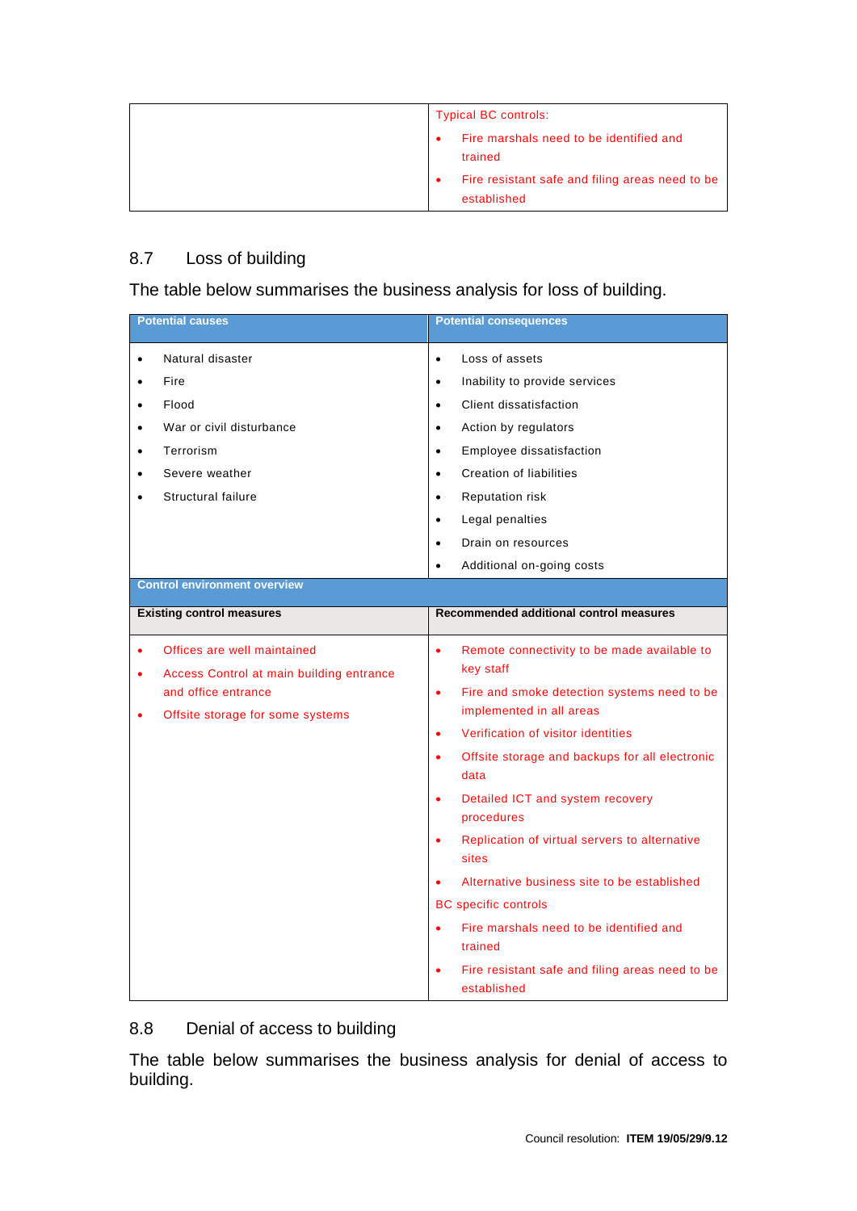| | Typical BC controls:<br>• Fire marshals need to be identified and trained<br>• Fire resistant safe and filing areas need to be established |
|---|---|

## 8.7 Loss of building

The table below summarises the business analysis for loss of building.

| Potential causes | Potential consequences |
|---|---|
| • Natural disaster<br>• Fire<br>• Flood<br>• War or civil disturbance<br>• Terrorism<br>• Severe weather<br>• Structural failure | • Loss of assets<br>• Inability to provide services<br>• Client dissatisfaction<br>• Action by regulators<br>• Employee dissatisfaction<br>• Creation of liabilities<br>• Reputation risk<br>• Legal penalties<br>• Drain on resources<br>• Additional on-going costs |
| **Control environment overview** | |
| **Existing control measures** | **Recommended additional control measures** |
| • Offices are well maintained<br>• Access Control at main building entrance and office entrance<br>• Offsite storage for some systems | • Remote connectivity to be made available to key staff<br>• Fire and smoke detection systems need to be implemented in all areas<br>• Verification of visitor identities<br>• Offsite storage and backups for all electronic data<br>• Detailed ICT and system recovery procedures<br>• Replication of virtual servers to alternative sites<br>• Alternative business site to be established<br>BC specific controls<br>• Fire marshals need to be identified and trained<br>• Fire resistant safe and filing areas need to be established |

## 8.8 Denial of access to building

The table below summarises the business analysis for denial of access to building.

Council resolution: **ITEM 19/05/29/9.12**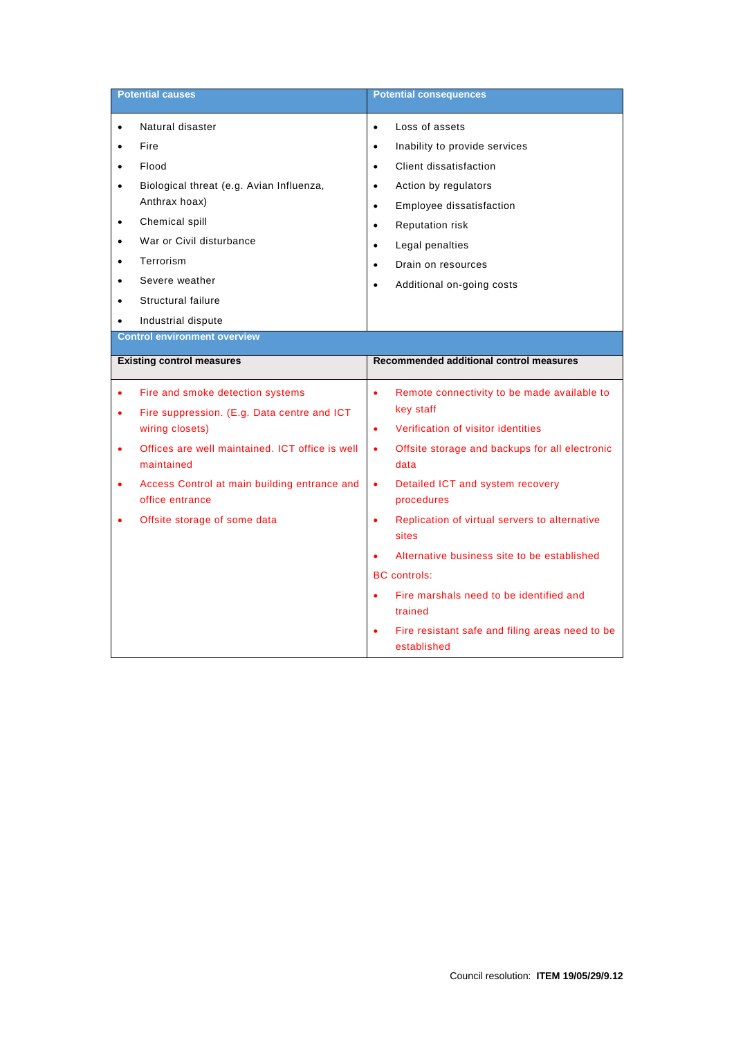| Potential causes | Potential consequences |
|---|---|
| • Natural disaster<br>• Fire<br>• Flood<br>• Biological threat (e.g. Avian Influenza, Anthrax hoax)<br>• Chemical spill<br>• War or Civil disturbance<br>• Terrorism<br>• Severe weather<br>• Structural failure<br>• Industrial dispute | • Loss of assets<br>• Inability to provide services<br>• Client dissatisfaction<br>• Action by regulators<br>• Employee dissatisfaction<br>• Reputation risk<br>• Legal penalties<br>• Drain on resources<br>• Additional on-going costs |
| **Control environment overview** | |
| **Existing control measures** | **Recommended additional control measures** |
| • Fire and smoke detection systems<br>• Fire suppression. (E.g. Data centre and ICT wiring closets)<br>• Offices are well maintained. ICT office is well maintained<br>• Access Control at main building entrance and office entrance<br>• Offsite storage of some data | • Remote connectivity to be made available to key staff<br>• Verification of visitor identities<br>• Offsite storage and backups for all electronic data<br>• Detailed ICT and system recovery procedures<br>• Replication of virtual servers to alternative sites<br>• Alternative business site to be established<br>BC controls:<br>• Fire marshals need to be identified and trained<br>• Fire resistant safe and filing areas need to be established |

Council resolution: **ITEM 19/05/29/9.12**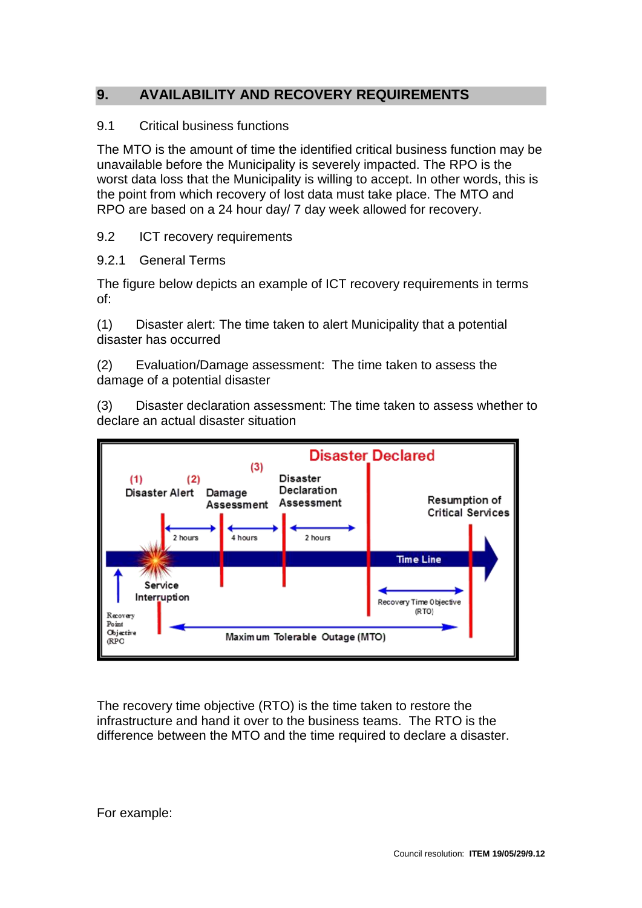## 9. AVAILABILITY AND RECOVERY REQUIREMENTS

### 9.1 Critical business functions

The MTO is the amount of time the identified critical business function may be unavailable before the Municipality is severely impacted. The RPO is the worst data loss that the Municipality is willing to accept. In other words, this is the point from which recovery of lost data must take place. The MTO and RPO are based on a 24 hour day/ 7 day week allowed for recovery.

### 9.2 ICT recovery requirements

#### 9.2.1 General Terms

The figure below depicts an example of ICT recovery requirements in terms of:

(1) Disaster alert: The time taken to alert Municipality that a potential disaster has occurred

(2) Evaluation/Damage assessment: The time taken to assess the damage of a potential disaster

(3) Disaster declaration assessment: The time taken to assess whether to declare an actual disaster situation

The recovery time objective (RTO) is the time taken to restore the infrastructure and hand it over to the business teams. The RTO is the difference between the MTO and the time required to declare a disaster.

For example: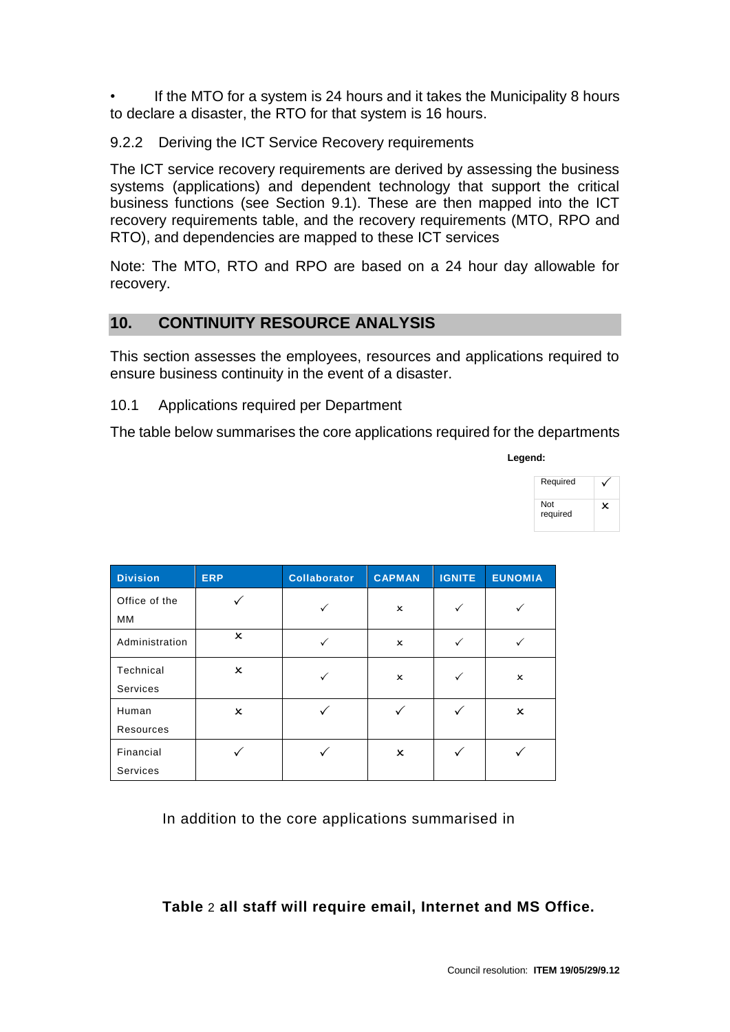- If the MTO for a system is 24 hours and it takes the Municipality 8 hours to declare a disaster, the RTO for that system is 16 hours.

### 9.2.2 Deriving the ICT Service Recovery requirements

The ICT service recovery requirements are derived by assessing the business systems (applications) and dependent technology that support the critical business functions (see Section 9.1). These are then mapped into the ICT recovery requirements table, and the recovery requirements (MTO, RPO and RTO), and dependencies are mapped to these ICT services

Note: The MTO, RTO and RPO are based on a 24 hour day allowable for recovery.

## 10. CONTINUITY RESOURCE ANALYSIS

This section assesses the employees, resources and applications required to ensure business continuity in the event of a disaster.

### 10.1 Applications required per Department

The table below summarises the core applications required for the departments

**Legend:**

| | |
|---|---|
| Required | ✓ |
| Not required | × |

| Division | ERP | Collaborator | CAPMAN | IGNITE | EUNOMIA |
|---|---|---|---|---|---|
| Office of the MM | ✓ | ✓ | × | ✓ | ✓ |
| Administration | × | ✓ | × | ✓ | ✓ |
| Technical Services | × | ✓ | × | ✓ | × |
| Human Resources | × | ✓ | ✓ | ✓ | × |
| Financial Services | ✓ | ✓ | × | ✓ | ✓ |

In addition to the core applications summarised in

**Table** 2 **all staff will require email, Internet and MS Office.**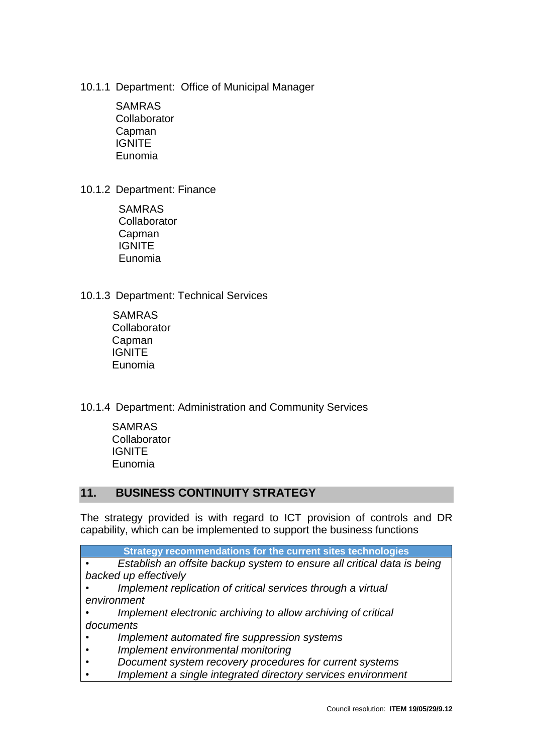#### 10.1.1 Department: Office of Municipal Manager

SAMRAS
Collaborator
Capman
IGNITE
Eunomia

#### 10.1.2 Department: Finance

SAMRAS
Collaborator
Capman
IGNITE
Eunomia

#### 10.1.3 Department: Technical Services

SAMRAS
Collaborator
Capman
IGNITE
Eunomia

#### 10.1.4 Department: Administration and Community Services

SAMRAS
Collaborator
IGNITE
Eunomia

## 11. BUSINESS CONTINUITY STRATEGY

The strategy provided is with regard to ICT provision of controls and DR capability, which can be implemented to support the business functions

| Strategy recommendations for the current sites technologies |
|---|
| • *Establish an offsite backup system to ensure all critical data is being backed up effectively*<br>• *Implement replication of critical services through a virtual environment*<br>• *Implement electronic archiving to allow archiving of critical documents*<br>• *Implement automated fire suppression systems*<br>• *Implement environmental monitoring*<br>• *Document system recovery procedures for current systems*<br>• *Implement a single integrated directory services environment* |

Council resolution: **ITEM 19/05/29/9.12**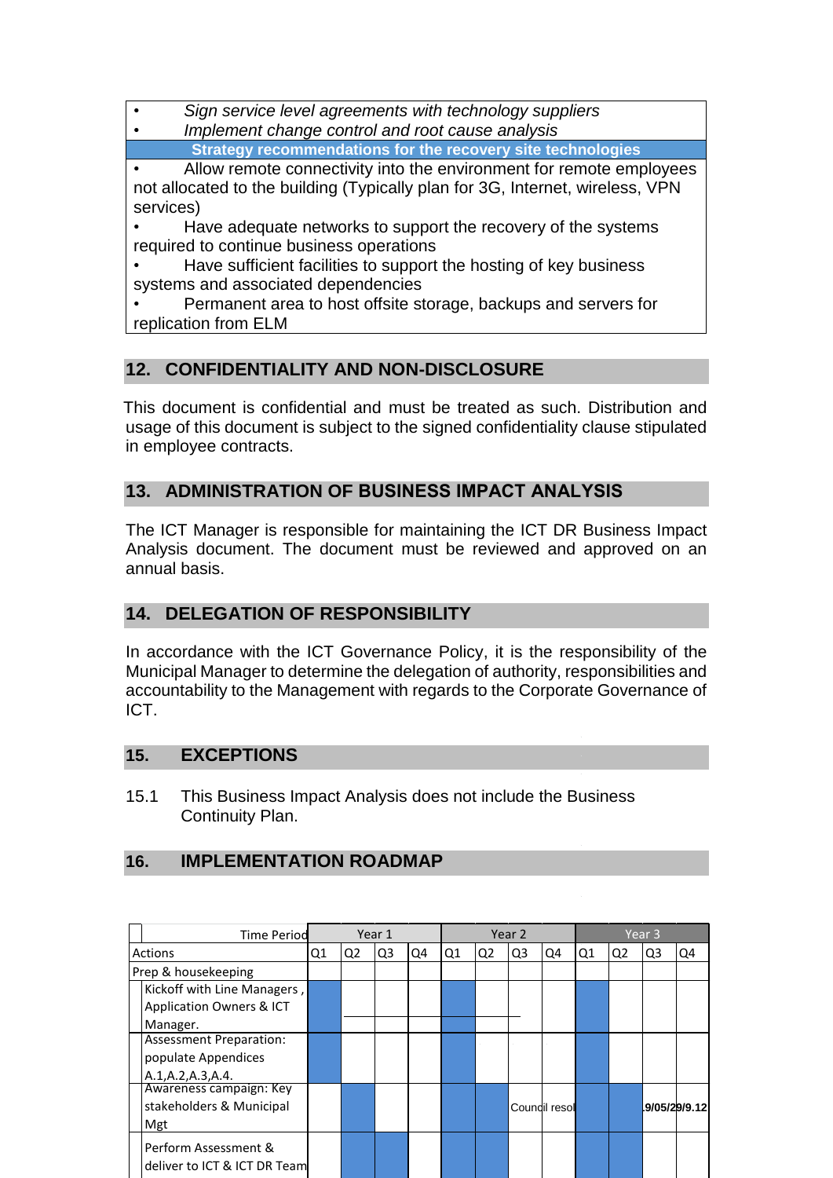| |
|---|
| • *Sign service level agreements with technology suppliers* |
| • *Implement change control and root cause analysis* |
| **Strategy recommendations for the recovery site technologies** |
| • Allow remote connectivity into the environment for remote employees not allocated to the building (Typically plan for 3G, Internet, wireless, VPN services) • Have adequate networks to support the recovery of the systems required to continue business operations • Have sufficient facilities to support the hosting of key business systems and associated dependencies • Permanent area to host offsite storage, backups and servers for replication from ELM |

## 12. CONFIDENTIALITY AND NON-DISCLOSURE

This document is confidential and must be treated as such. Distribution and usage of this document is subject to the signed confidentiality clause stipulated in employee contracts.

## 13. ADMINISTRATION OF BUSINESS IMPACT ANALYSIS

The ICT Manager is responsible for maintaining the ICT DR Business Impact Analysis document. The document must be reviewed and approved on an annual basis.

## 14. DELEGATION OF RESPONSIBILITY

In accordance with the ICT Governance Policy, it is the responsibility of the Municipal Manager to determine the delegation of authority, responsibilities and accountability to the Management with regards to the Corporate Governance of ICT.

## 15. EXCEPTIONS

15.1 This Business Impact Analysis does not include the Business Continuity Plan.

## 16. IMPLEMENTATION ROADMAP

| Time Period | Year 1 | | | | Year 2 | | | | Year 3 | | | |
|---|---|---|---|---|---|---|---|---|---|---|---|---|
| Actions | Q1 | Q2 | Q3 | Q4 | Q1 | Q2 | Q3 | Q4 | Q1 | Q2 | Q3 | Q4 |
| Prep & housekeeping | | | | | | | | | | | | |
| Kickoff with Line Managers, Application Owners & ICT Manager. | | | | | | | | | | | | |
| Assessment Preparation: populate Appendices A.1,A.2,A.3,A.4. | | | | | | | | | | | | |
| Awareness campaign: Key stakeholders & Municipal Mgt | | | | | | | Council resol | | | | .9/05/29/9.12 | |
| Perform Assessment & deliver to ICT & ICT DR Team | | | | | | | | | | | | |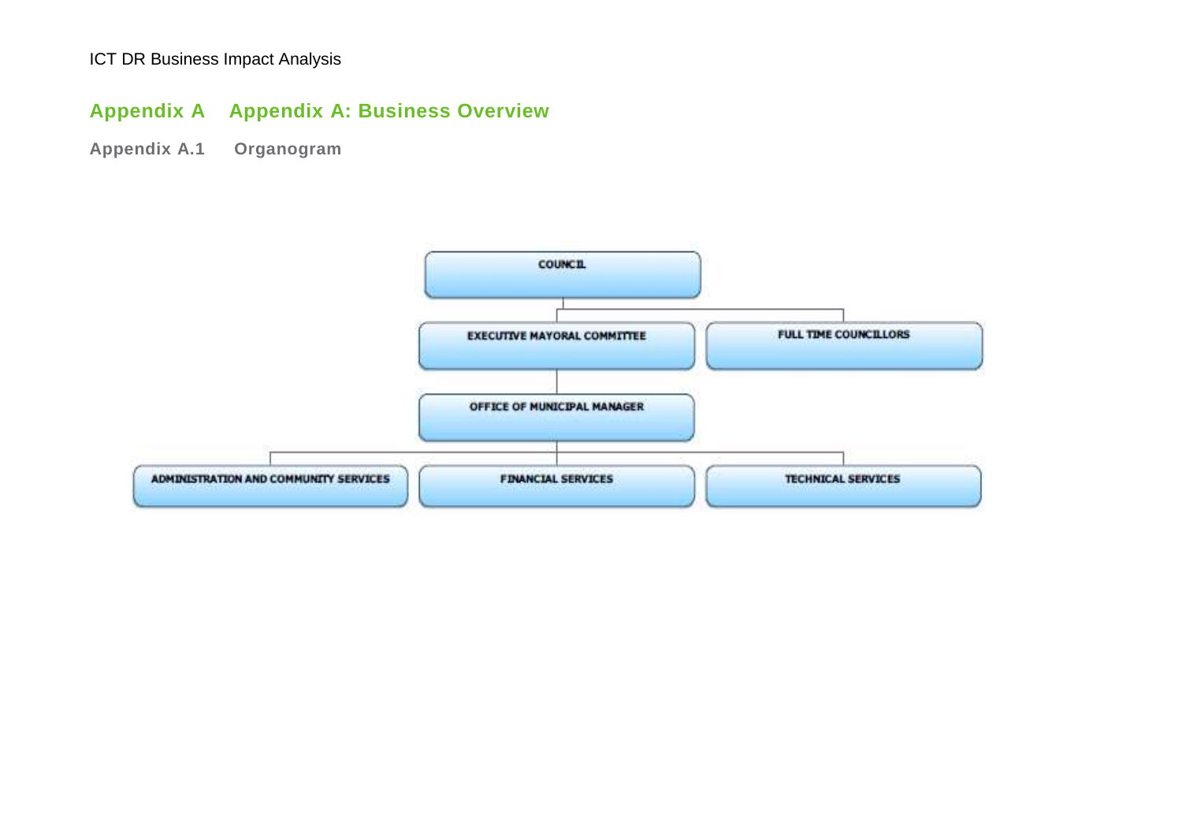# Appendix A Appendix A: Business Overview

## Appendix A.1 Organogram

- COUNCIL
  - EXECUTIVE MAYORAL COMMITTEE
    - OFFICE OF MUNICIPAL MANAGER
      - ADMINISTRATION AND COMMUNITY SERVICES
      - FINANCIAL SERVICES
      - TECHNICAL SERVICES
  - FULL TIME COUNCILLORS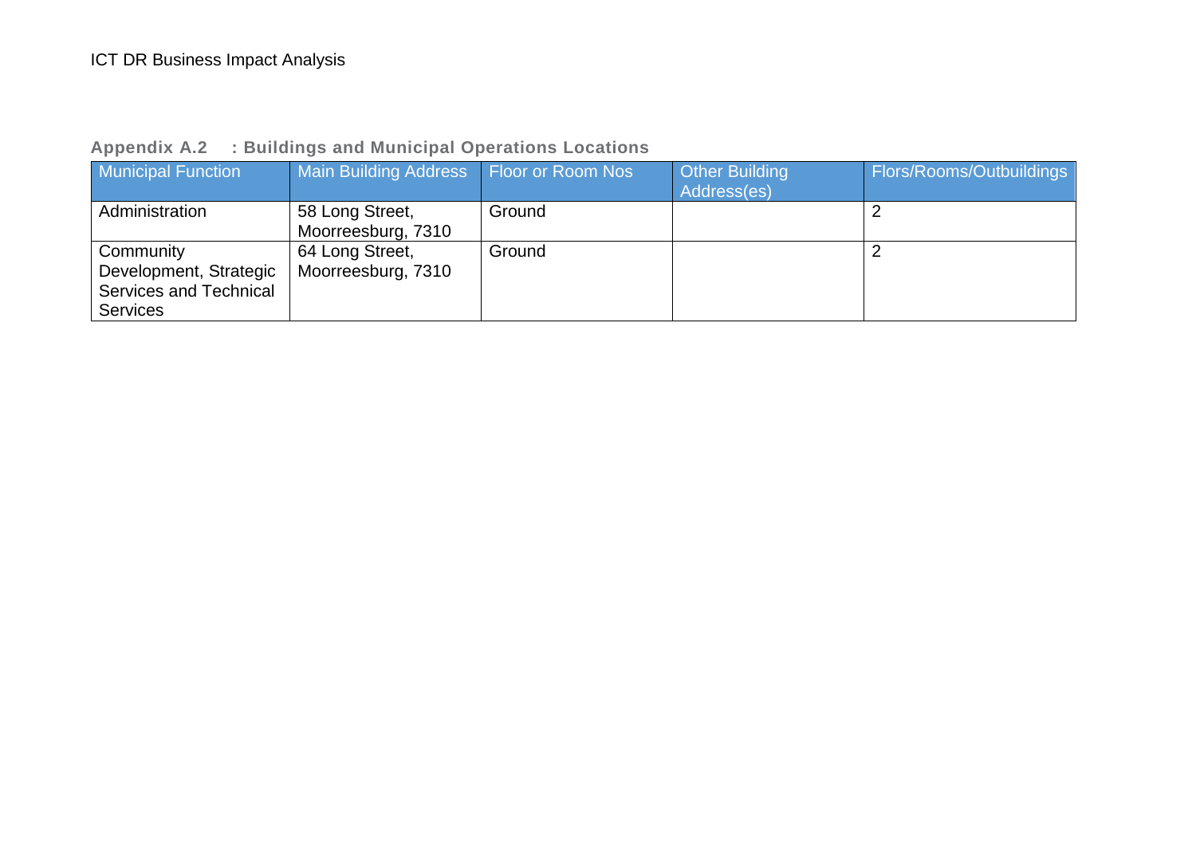**Appendix A.2 : Buildings and Municipal Operations Locations**

| Municipal Function | Main Building Address | Floor or Room Nos | Other Building Address(es) | Flors/Rooms/Outbuildings |
|---|---|---|---|---|
| Administration | 58 Long Street, Moorreesburg, 7310 | Ground | | 2 |
| Community Development, Strategic Services and Technical Services | 64 Long Street, Moorreesburg, 7310 | Ground | | 2 |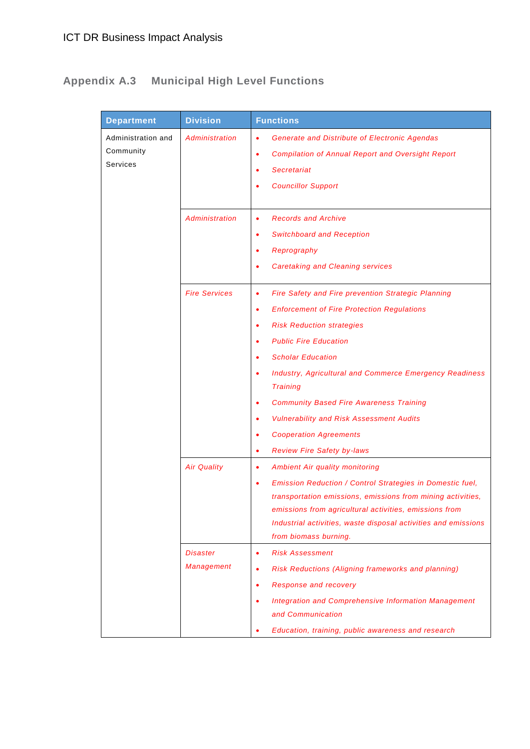## Appendix A.3 Municipal High Level Functions

| Department | Division | Functions |
|---|---|---|
| Administration and Community Services | *Administration* | • *Generate and Distribute of Electronic Agendas*<br>• *Compilation of Annual Report and Oversight Report*<br>• *Secretariat*<br>• *Councillor Support* |
| | *Administration* | • *Records and Archive*<br>• *Switchboard and Reception*<br>• *Reprography*<br>• *Caretaking and Cleaning services* |
| | *Fire Services* | • *Fire Safety and Fire prevention Strategic Planning*<br>• *Enforcement of Fire Protection Regulations*<br>• *Risk Reduction strategies*<br>• *Public Fire Education*<br>• *Scholar Education*<br>• *Industry, Agricultural and Commerce Emergency Readiness Training*<br>• *Community Based Fire Awareness Training*<br>• *Vulnerability and Risk Assessment Audits*<br>• *Cooperation Agreements*<br>• *Review Fire Safety by-laws* |
| | *Air Quality* | • *Ambient Air quality monitoring*<br>• *Emission Reduction / Control Strategies in Domestic fuel, transportation emissions, emissions from mining activities, emissions from agricultural activities, emissions from Industrial activities, waste disposal activities and emissions from biomass burning.* |
| | *Disaster Management* | • *Risk Assessment*<br>• *Risk Reductions (Aligning frameworks and planning)*<br>• *Response and recovery*<br>• *Integration and Comprehensive Information Management and Communication*<br>• *Education, training, public awareness and research* |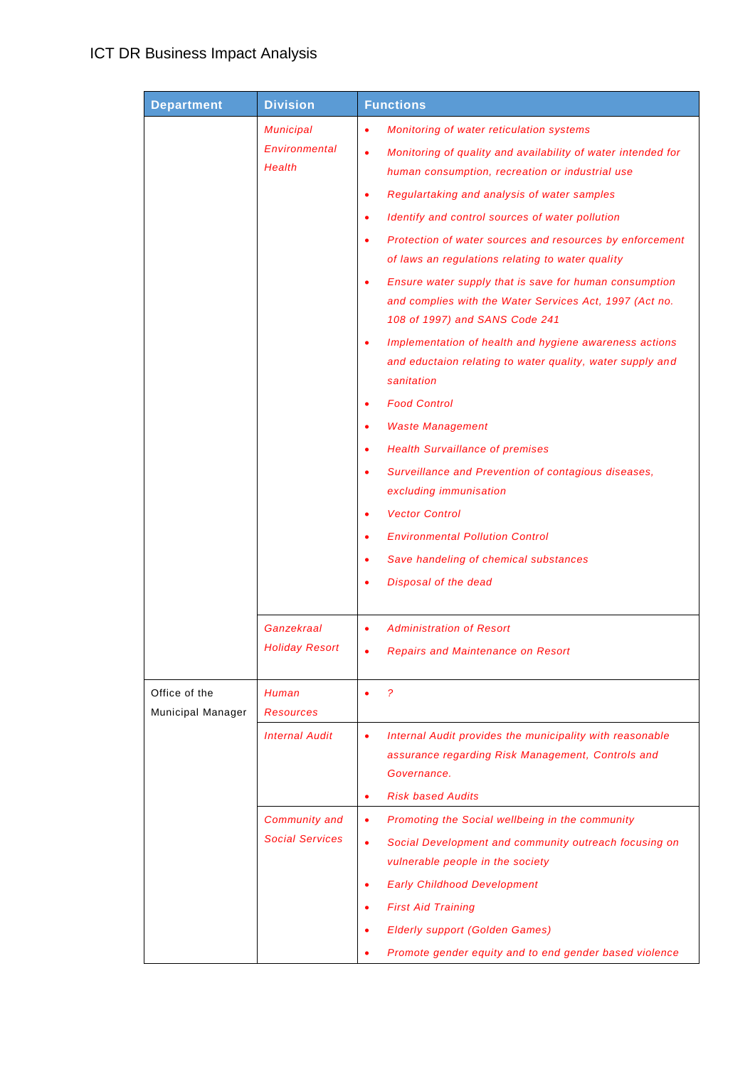| Department | Division | Functions |
|---|---|---|
| | *Municipal Environmental Health* | • *Monitoring of water reticulation systems*<br>• *Monitoring of quality and availability of water intended for human consumption, recreation or industrial use*<br>• *Regulartaking and analysis of water samples*<br>• *Identify and control sources of water pollution*<br>• *Protection of water sources and resources by enforcement of laws an regulations relating to water quality*<br>• *Ensure water supply that is save for human consumption and complies with the Water Services Act, 1997 (Act no. 108 of 1997) and SANS Code 241*<br>• *Implementation of health and hygiene awareness actions and eductaion relating to water quality, water supply and sanitation*<br>• *Food Control*<br>• *Waste Management*<br>• *Health Survaillance of premises*<br>• *Surveillance and Prevention of contagious diseases, excluding immunisation*<br>• *Vector Control*<br>• *Environmental Pollution Control*<br>• *Save handeling of chemical substances*<br>• *Disposal of the dead* |
| | *Ganzekraal Holiday Resort* | • *Administration of Resort*<br>• *Repairs and Maintenance on Resort* |
| Office of the Municipal Manager | *Human Resources* | • *?* |
| | *Internal Audit* | • *Internal Audit provides the municipality with reasonable assurance regarding Risk Management, Controls and Governance.*<br>• *Risk based Audits* |
| | *Community and Social Services* | • *Promoting the Social wellbeing in the community*<br>• *Social Development and community outreach focusing on vulnerable people in the society*<br>• *Early Childhood Development*<br>• *First Aid Training*<br>• *Elderly support (Golden Games)*<br>• *Promote gender equity and to end gender based violence* |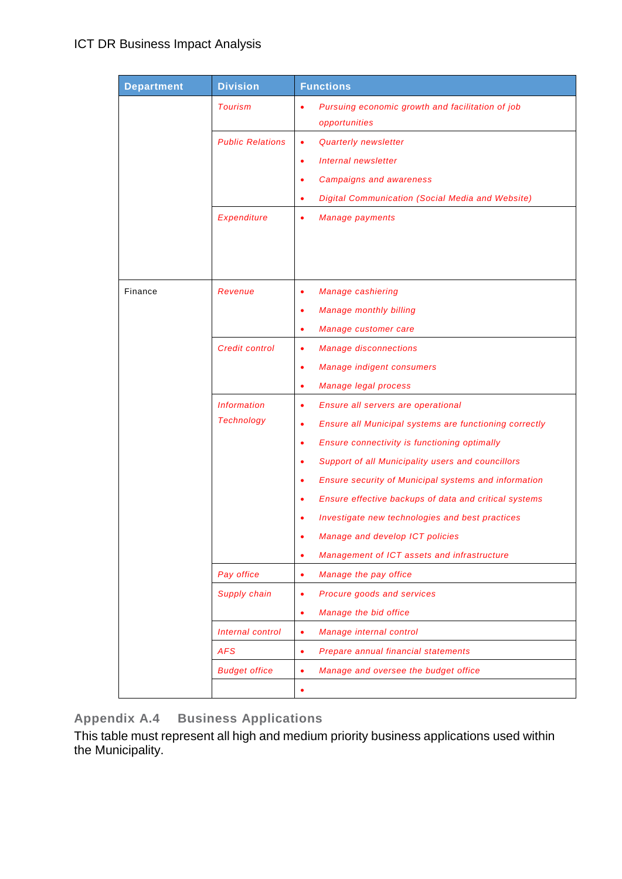| Department | Division | Functions |
|---|---|---|
| | *Tourism* | • *Pursuing economic growth and facilitation of job opportunities* |
| | *Public Relations* | • *Quarterly newsletter*<br>• *Internal newsletter*<br>• *Campaigns and awareness*<br>• *Digital Communication (Social Media and Website)* |
| | *Expenditure* | • *Manage payments* |
| Finance | *Revenue* | • *Manage cashiering*<br>• *Manage monthly billing*<br>• *Manage customer care* |
| | *Credit control* | • *Manage disconnections*<br>• *Manage indigent consumers*<br>• *Manage legal process* |
| | *Information Technology* | • *Ensure all servers are operational*<br>• *Ensure all Municipal systems are functioning correctly*<br>• *Ensure connectivity is functioning optimally*<br>• *Support of all Municipality users and councillors*<br>• *Ensure security of Municipal systems and information*<br>• *Ensure effective backups of data and critical systems*<br>• *Investigate new technologies and best practices*<br>• *Manage and develop ICT policies*<br>• *Management of ICT assets and infrastructure* |
| | *Pay office* | • *Manage the pay office* |
| | *Supply chain* | • *Procure goods and services*<br>• *Manage the bid office* |
| | *Internal control* | • *Manage internal control* |
| | *AFS* | • *Prepare annual financial statements* |
| | *Budget office* | • *Manage and oversee the budget office* |
| | | • |

## Appendix A.4 Business Applications

This table must represent all high and medium priority business applications used within the Municipality.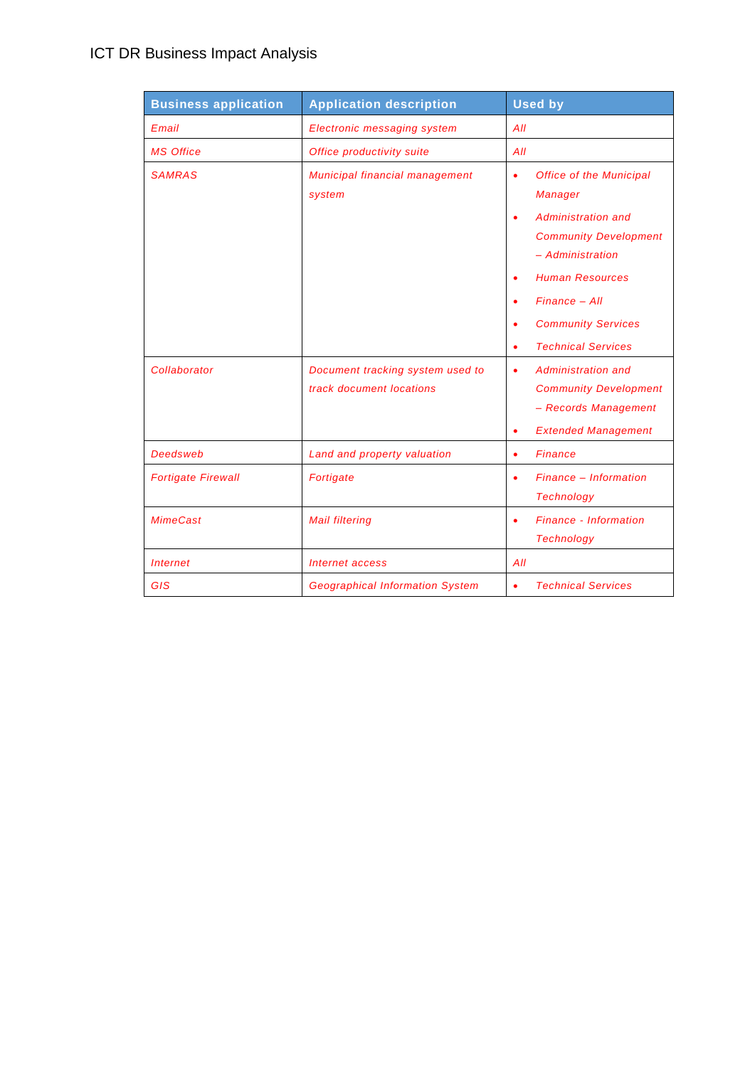ICT DR Business Impact Analysis

| Business application | Application description | Used by |
|---|---|---|
| *Email* | *Electronic messaging system* | *All* |
| *MS Office* | *Office productivity suite* | *All* |
| *SAMRAS* | *Municipal financial management system* | • *Office of the Municipal Manager*<br>• *Administration and Community Development – Administration*<br>• *Human Resources*<br>• *Finance – All*<br>• *Community Services*<br>• *Technical Services* |
| *Collaborator* | *Document tracking system used to track document locations* | • *Administration and Community Development – Records Management*<br>• *Extended Management* |
| *Deedsweb* | *Land and property valuation* | • *Finance* |
| *Fortigate Firewall* | *Fortigate* | • *Finance – Information Technology* |
| *MimeCast* | *Mail filtering* | • *Finance - Information Technology* |
| *Internet* | *Internet access* | *All* |
| *GIS* | *Geographical Information System* | • *Technical Services* |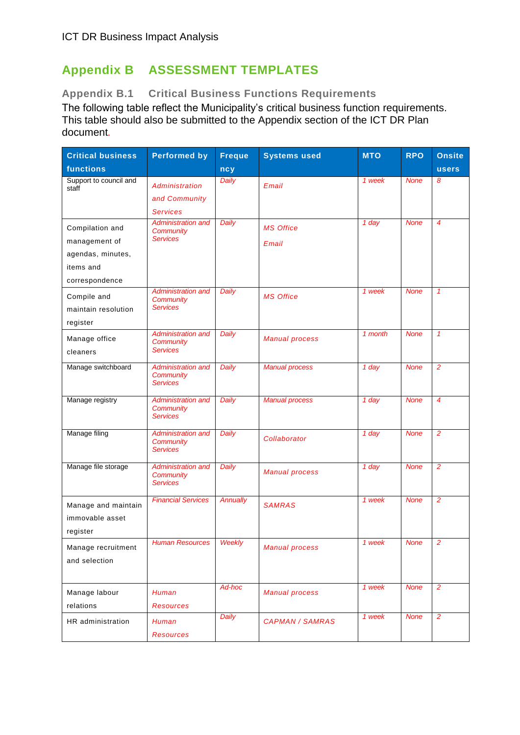# Appendix B ASSESSMENT TEMPLATES

## Appendix B.1 Critical Business Functions Requirements

The following table reflect the Municipality's critical business function requirements. This table should also be submitted to the Appendix section of the ICT DR Plan document.

| Critical business functions | Performed by | Frequency | Systems used | MTO | RPO | Onsite users |
|---|---|---|---|---|---|---|
| Support to council and staff | *Administration and Community Services* | *Daily* | *Email* | *1 week* | *None* | *8* |
| Compilation and management of agendas, minutes, items and correspondence | *Administration and Community Services* | *Daily* | *MS Office*<br>*Email* | *1 day* | *None* | *4* |
| Compile and maintain resolution register | *Administration and Community Services* | *Daily* | *MS Office* | *1 week* | *None* | *1* |
| Manage office cleaners | *Administration and Community Services* | *Daily* | *Manual process* | *1 month* | *None* | *1* |
| Manage switchboard | *Administration and Community Services* | *Daily* | *Manual process* | *1 day* | *None* | *2* |
| Manage registry | *Administration and Community Services* | *Daily* | *Manual process* | *1 day* | *None* | *4* |
| Manage filing | *Administration and Community Services* | *Daily* | *Collaborator* | *1 day* | *None* | *2* |
| Manage file storage | *Administration and Community Services* | *Daily* | *Manual process* | *1 day* | *None* | *2* |
| Manage and maintain immovable asset register | *Financial Services* | *Annually* | *SAMRAS* | *1 week* | *None* | *2* |
| Manage recruitment and selection | *Human Resources* | *Weekly* | *Manual process* | *1 week* | *None* | *2* |
| Manage labour relations | *Human Resources* | *Ad-hoc* | *Manual process* | *1 week* | *None* | *2* |
| HR administration | *Human Resources* | *Daily* | *CAPMAN / SAMRAS* | *1 week* | *None* | *2* |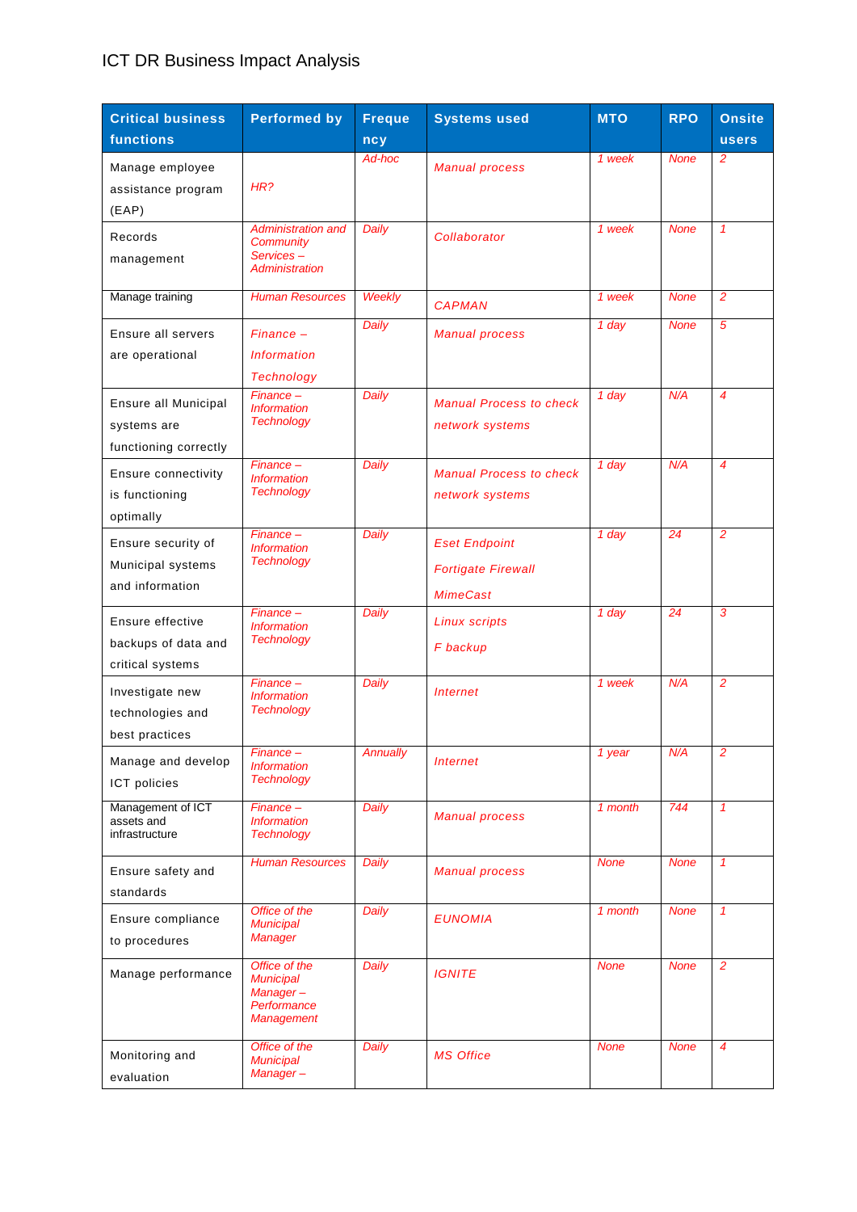# ICT DR Business Impact Analysis

| Critical business functions | Performed by | Frequency | Systems used | MTO | RPO | Onsite users |
|---|---|---|---|---|---|---|
| Manage employee assistance program (EAP) | HR? | Ad-hoc | Manual process | 1 week | None | 2 |
| Records management | Administration and Community Services – Administration | Daily | Collaborator | 1 week | None | 1 |
| Manage training | Human Resources | Weekly | CAPMAN | 1 week | None | 2 |
| Ensure all servers are operational | Finance – Information Technology | Daily | Manual process | 1 day | None | 5 |
| Ensure all Municipal systems are functioning correctly | Finance – Information Technology | Daily | Manual Process to check network systems | 1 day | N/A | 4 |
| Ensure connectivity is functioning optimally | Finance – Information Technology | Daily | Manual Process to check network systems | 1 day | N/A | 4 |
| Ensure security of Municipal systems and information | Finance – Information Technology | Daily | Eset Endpoint<br>Fortigate Firewall<br>MimeCast | 1 day | 24 | 2 |
| Ensure effective backups of data and critical systems | Finance – Information Technology | Daily | Linux scripts<br>F backup | 1 day | 24 | 3 |
| Investigate new technologies and best practices | Finance – Information Technology | Daily | Internet | 1 week | N/A | 2 |
| Manage and develop ICT policies | Finance – Information Technology | Annually | Internet | 1 year | N/A | 2 |
| Management of ICT assets and infrastructure | Finance – Information Technology | Daily | Manual process | 1 month | 744 | 1 |
| Ensure safety and standards | Human Resources | Daily | Manual process | None | None | 1 |
| Ensure compliance to procedures | Office of the Municipal Manager | Daily | EUNOMIA | 1 month | None | 1 |
| Manage performance | Office of the Municipal Manager – Performance Management | Daily | IGNITE | None | None | 2 |
| Monitoring and evaluation | Office of the Municipal Manager – | Daily | MS Office | None | None | 4 |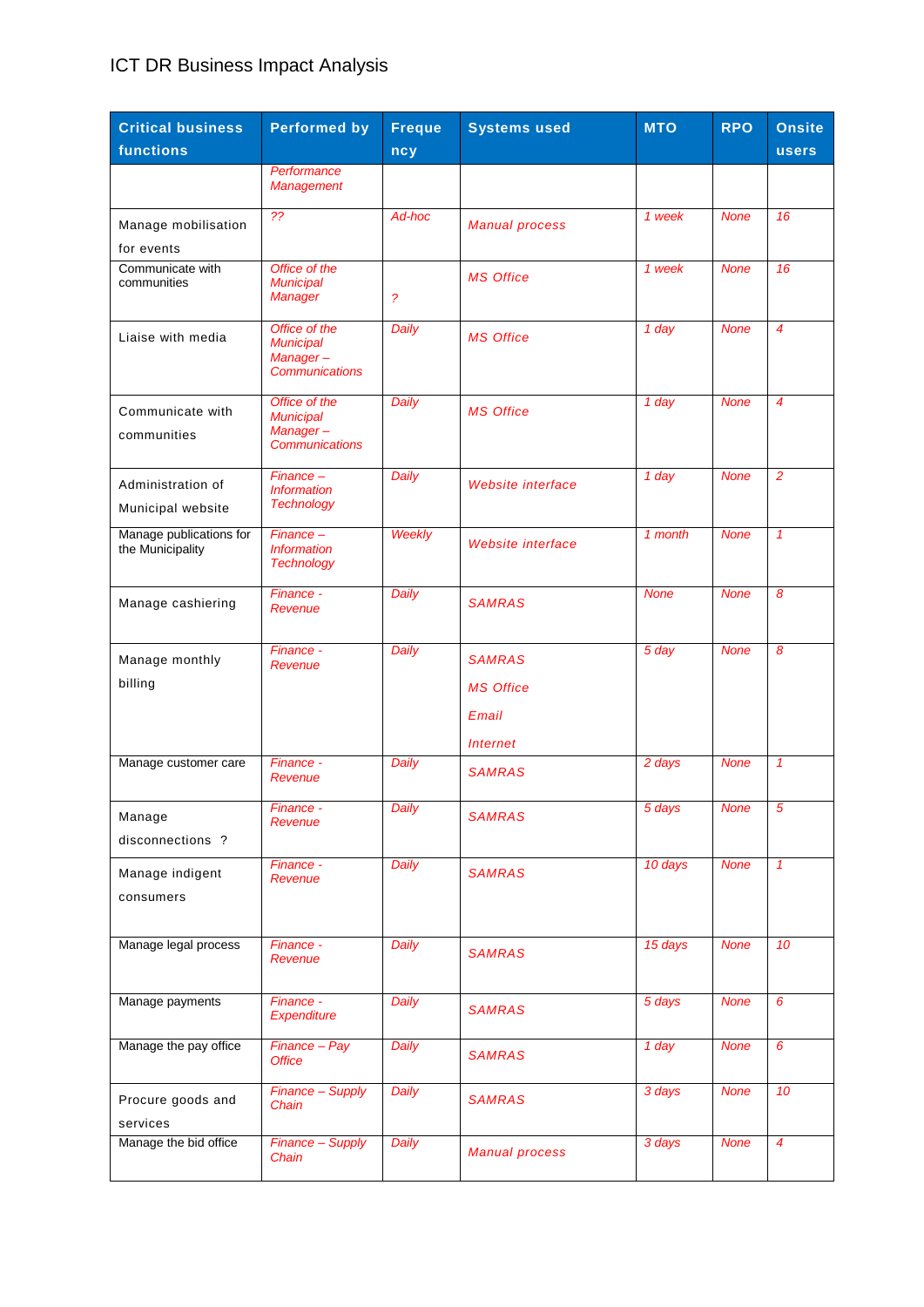# ICT DR Business Impact Analysis

| Critical business functions | Performed by | Frequency | Systems used | MTO | RPO | Onsite users |
|---|---|---|---|---|---|---|
| | *Performance Management* | | | | | |
| Manage mobilisation for events | *??* | *Ad-hoc* | *Manual process* | *1 week* | *None* | *16* |
| Communicate with communities | *Office of the Municipal Manager* | *?* | *MS Office* | *1 week* | *None* | *16* |
| Liaise with media | *Office of the Municipal Manager – Communications* | *Daily* | *MS Office* | *1 day* | *None* | *4* |
| Communicate with communities | *Office of the Municipal Manager – Communications* | *Daily* | *MS Office* | *1 day* | *None* | *4* |
| Administration of Municipal website | *Finance – Information Technology* | *Daily* | *Website interface* | *1 day* | *None* | *2* |
| Manage publications for the Municipality | *Finance – Information Technology* | *Weekly* | *Website interface* | *1 month* | *None* | *1* |
| Manage cashiering | *Finance - Revenue* | *Daily* | *SAMRAS* | *None* | *None* | *8* |
| Manage monthly billing | *Finance - Revenue* | *Daily* | *SAMRAS*<br>*MS Office*<br>*Email*<br>*Internet* | *5 day* | *None* | *8* |
| Manage customer care | *Finance - Revenue* | *Daily* | *SAMRAS* | *2 days* | *None* | *1* |
| Manage disconnections ? | *Finance - Revenue* | *Daily* | *SAMRAS* | *5 days* | *None* | *5* |
| Manage indigent consumers | *Finance - Revenue* | *Daily* | *SAMRAS* | *10 days* | *None* | *1* |
| Manage legal process | *Finance - Revenue* | *Daily* | *SAMRAS* | *15 days* | *None* | *10* |
| Manage payments | *Finance - Expenditure* | *Daily* | *SAMRAS* | *5 days* | *None* | *6* |
| Manage the pay office | *Finance – Pay Office* | *Daily* | *SAMRAS* | *1 day* | *None* | *6* |
| Procure goods and services | *Finance – Supply Chain* | *Daily* | *SAMRAS* | *3 days* | *None* | *10* |
| Manage the bid office | *Finance – Supply Chain* | *Daily* | *Manual process* | *3 days* | *None* | *4* |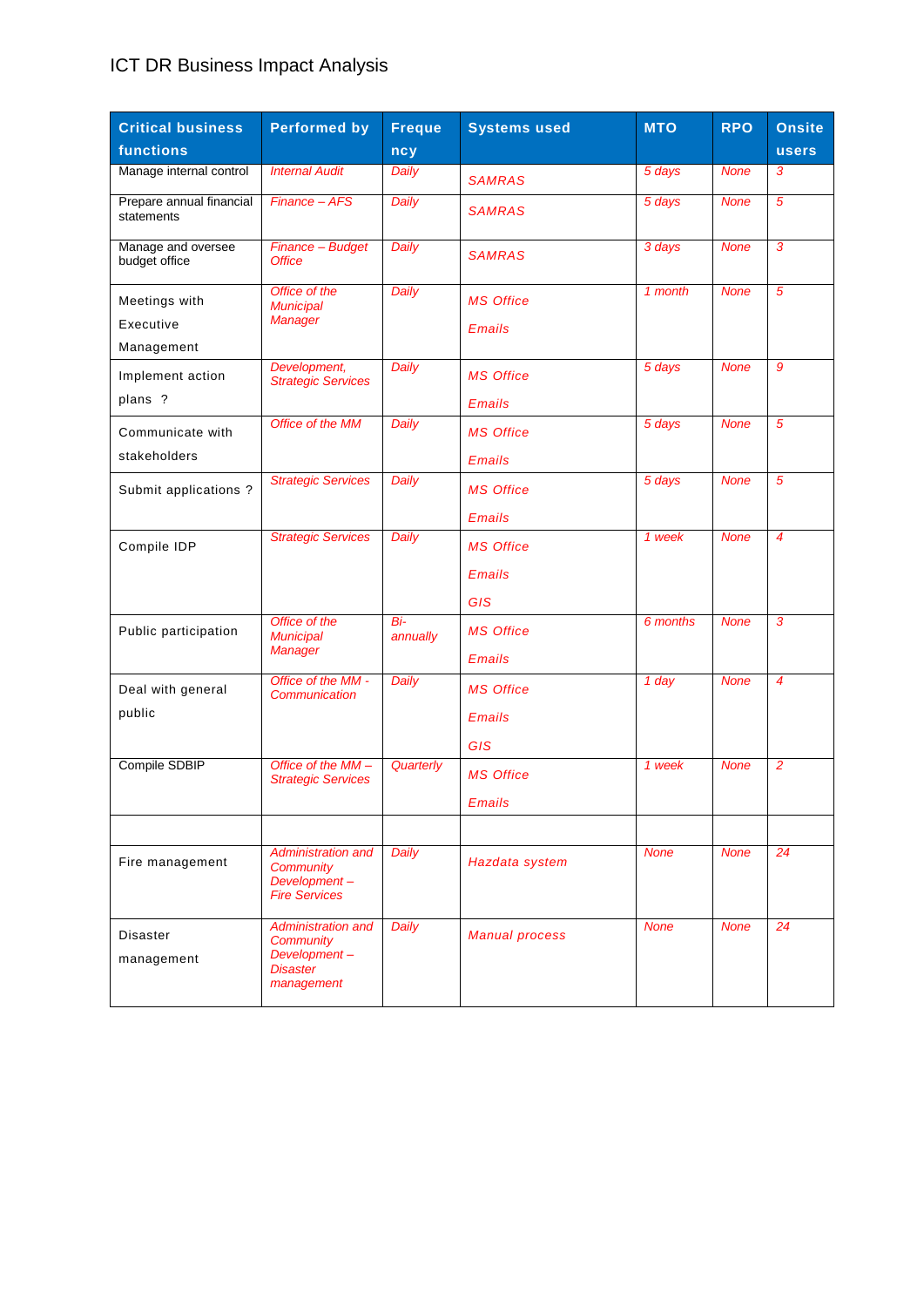# ICT DR Business Impact Analysis

| Critical business functions | Performed by | Frequency | Systems used | MTO | RPO | Onsite users |
|---|---|---|---|---|---|---|
| Manage internal control | *Internal Audit* | *Daily* | *SAMRAS* | *5 days* | *None* | *3* |
| Prepare annual financial statements | *Finance – AFS* | *Daily* | *SAMRAS* | *5 days* | *None* | *5* |
| Manage and oversee budget office | *Finance – Budget Office* | *Daily* | *SAMRAS* | *3 days* | *None* | *3* |
| Meetings with Executive Management | *Office of the Municipal Manager* | *Daily* | *MS Office*<br>*Emails* | *1 month* | *None* | *5* |
| Implement action plans ? | *Development, Strategic Services* | *Daily* | *MS Office*<br>*Emails* | *5 days* | *None* | *9* |
| Communicate with stakeholders | *Office of the MM* | *Daily* | *MS Office*<br>*Emails* | *5 days* | *None* | *5* |
| Submit applications ? | *Strategic Services* | *Daily* | *MS Office*<br>*Emails* | *5 days* | *None* | *5* |
| Compile IDP | *Strategic Services* | *Daily* | *MS Office*<br>*Emails*<br>*GIS* | *1 week* | *None* | *4* |
| Public participation | *Office of the Municipal Manager* | *Bi-annually* | *MS Office*<br>*Emails* | *6 months* | *None* | *3* |
| Deal with general public | *Office of the MM - Communication* | *Daily* | *MS Office*<br>*Emails*<br>*GIS* | *1 day* | *None* | *4* |
| Compile SDBIP | *Office of the MM – Strategic Services* | *Quarterly* | *MS Office*<br>*Emails* | *1 week* | *None* | *2* |
| | | | | | | |
| Fire management | *Administration and Community Development – Fire Services* | *Daily* | *Hazdata system* | *None* | *None* | *24* |
| Disaster management | *Administration and Community Development – Disaster management* | *Daily* | *Manual process* | *None* | *None* | *24* |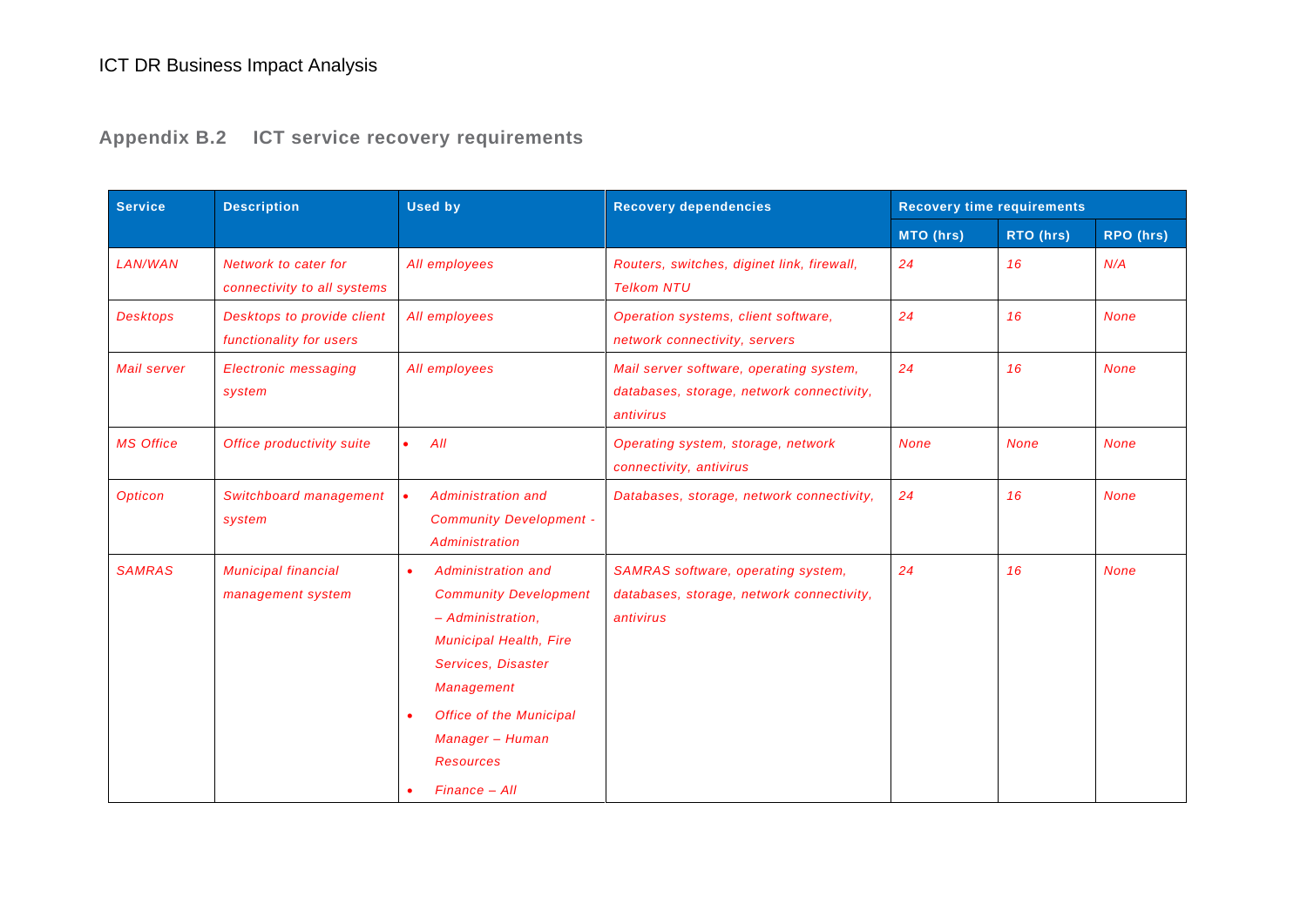## Appendix B.2 ICT service recovery requirements

| Service | Description | Used by | Recovery dependencies | Recovery time requirements | | |
|---|---|---|---|---|---|---|
| | | | | MTO (hrs) | RTO (hrs) | RPO (hrs) |
| *LAN/WAN* | *Network to cater for connectivity to all systems* | *All employees* | *Routers, switches, diginet link, firewall, Telkom NTU* | *24* | *16* | *N/A* |
| *Desktops* | *Desktops to provide client functionality for users* | *All employees* | *Operation systems, client software, network connectivity, servers* | *24* | *16* | *None* |
| *Mail server* | *Electronic messaging system* | *All employees* | *Mail server software, operating system, databases, storage, network connectivity, antivirus* | *24* | *16* | *None* |
| *MS Office* | *Office productivity suite* | • *All* | *Operating system, storage, network connectivity, antivirus* | *None* | *None* | *None* |
| *Opticon* | *Switchboard management system* | • *Administration and Community Development - Administration* | *Databases, storage, network connectivity,* | *24* | *16* | *None* |
| *SAMRAS* | *Municipal financial management system* | • *Administration and Community Development – Administration, Municipal Health, Fire Services, Disaster Management* <br> • *Office of the Municipal Manager – Human Resources* <br> • *Finance – All* | *SAMRAS software, operating system, databases, storage, network connectivity, antivirus* | *24* | *16* | *None* |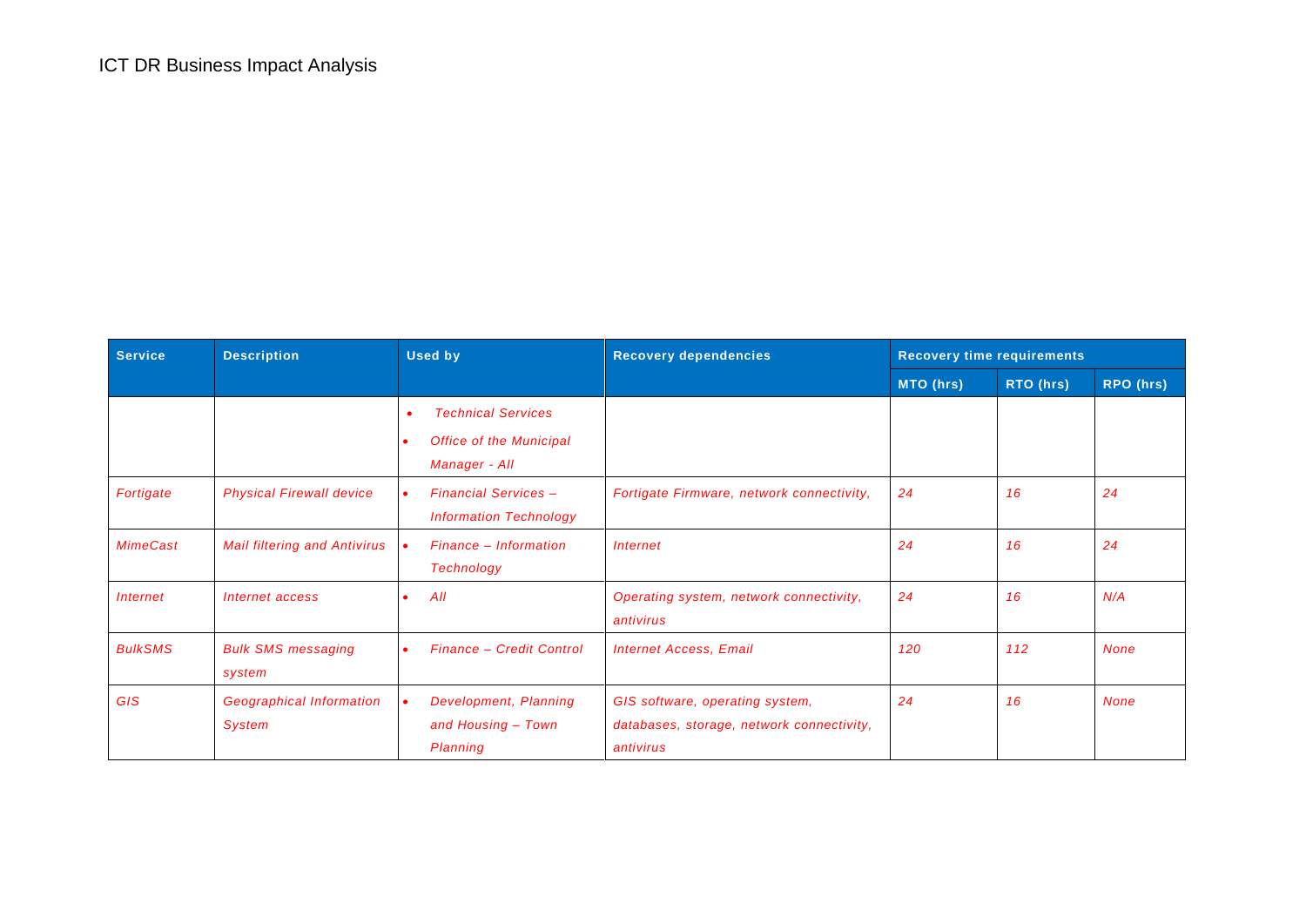ICT DR Business Impact Analysis

| Service | Description | Used by | Recovery dependencies | Recovery time requirements | | |
|---|---|---|---|---|---|---|
| | | | | MTO (hrs) | RTO (hrs) | RPO (hrs) |
| | | • *Technical Services*<br>• *Office of the Municipal Manager - All* | | | | |
| *Fortigate* | *Physical Firewall device* | • *Financial Services – Information Technology* | *Fortigate Firmware, network connectivity,* | *24* | *16* | *24* |
| *MimeCast* | *Mail filtering and Antivirus* | • *Finance – Information Technology* | *Internet* | *24* | *16* | *24* |
| *Internet* | *Internet access* | • *All* | *Operating system, network connectivity, antivirus* | *24* | *16* | *N/A* |
| *BulkSMS* | *Bulk SMS messaging system* | • *Finance – Credit Control* | *Internet Access, Email* | *120* | *112* | *None* |
| *GIS* | *Geographical Information System* | • *Development, Planning and Housing – Town Planning* | *GIS software, operating system, databases, storage, network connectivity, antivirus* | *24* | *16* | *None* |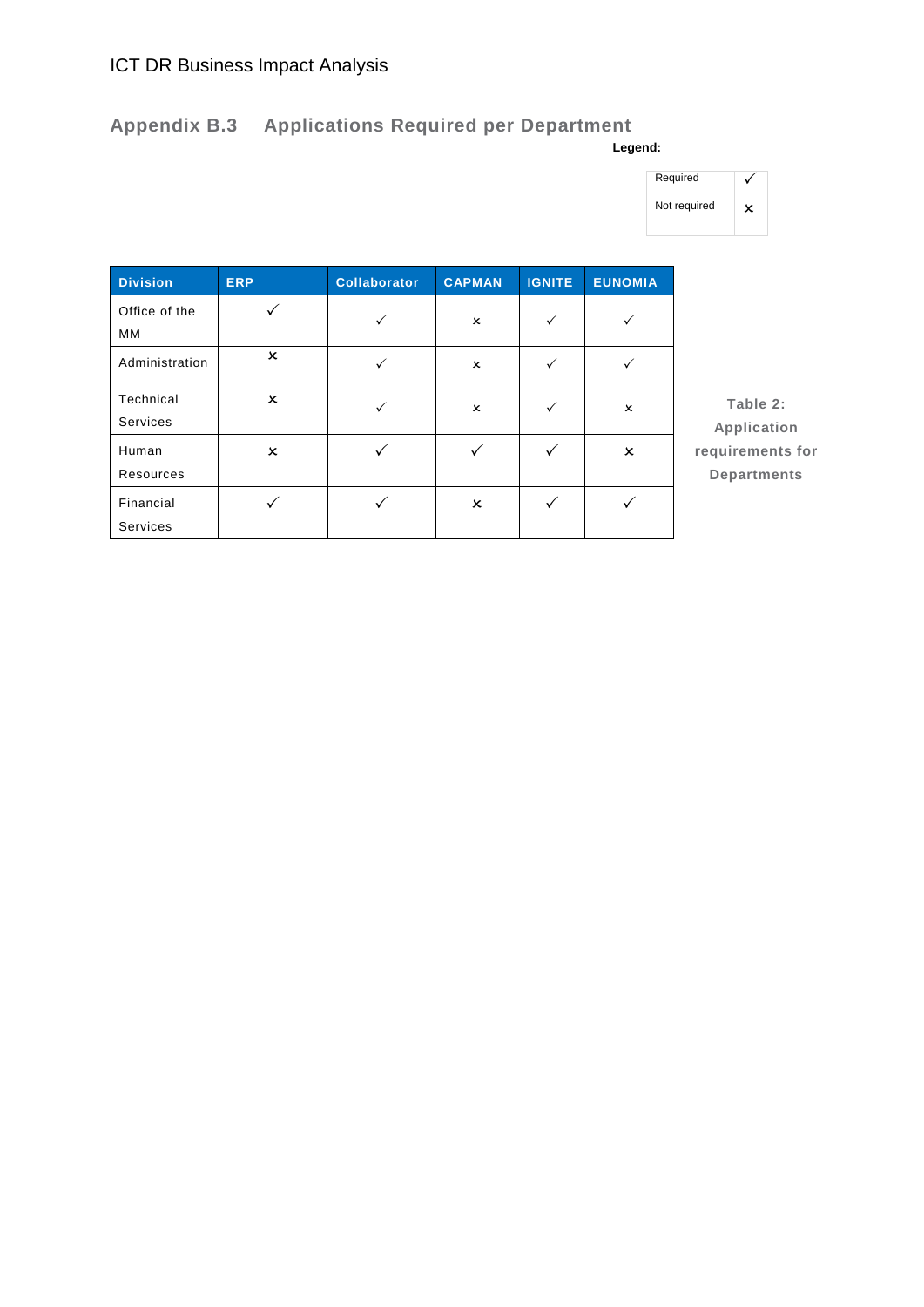## Appendix B.3 Applications Required per Department

**Legend:**

| | |
|---|---|
| Required | ✓ |
| Not required | × |

| Division | ERP | Collaborator | CAPMAN | IGNITE | EUNOMIA |
|---|---|---|---|---|---|
| Office of the MM | ✓ | ✓ | × | ✓ | ✓ |
| Administration | × | ✓ | × | ✓ | ✓ |
| Technical Services | × | ✓ | × | ✓ | × |
| Human Resources | × | ✓ | ✓ | ✓ | × |
| Financial Services | ✓ | ✓ | × | ✓ | ✓ |

**Table 2: Application requirements for Departments**